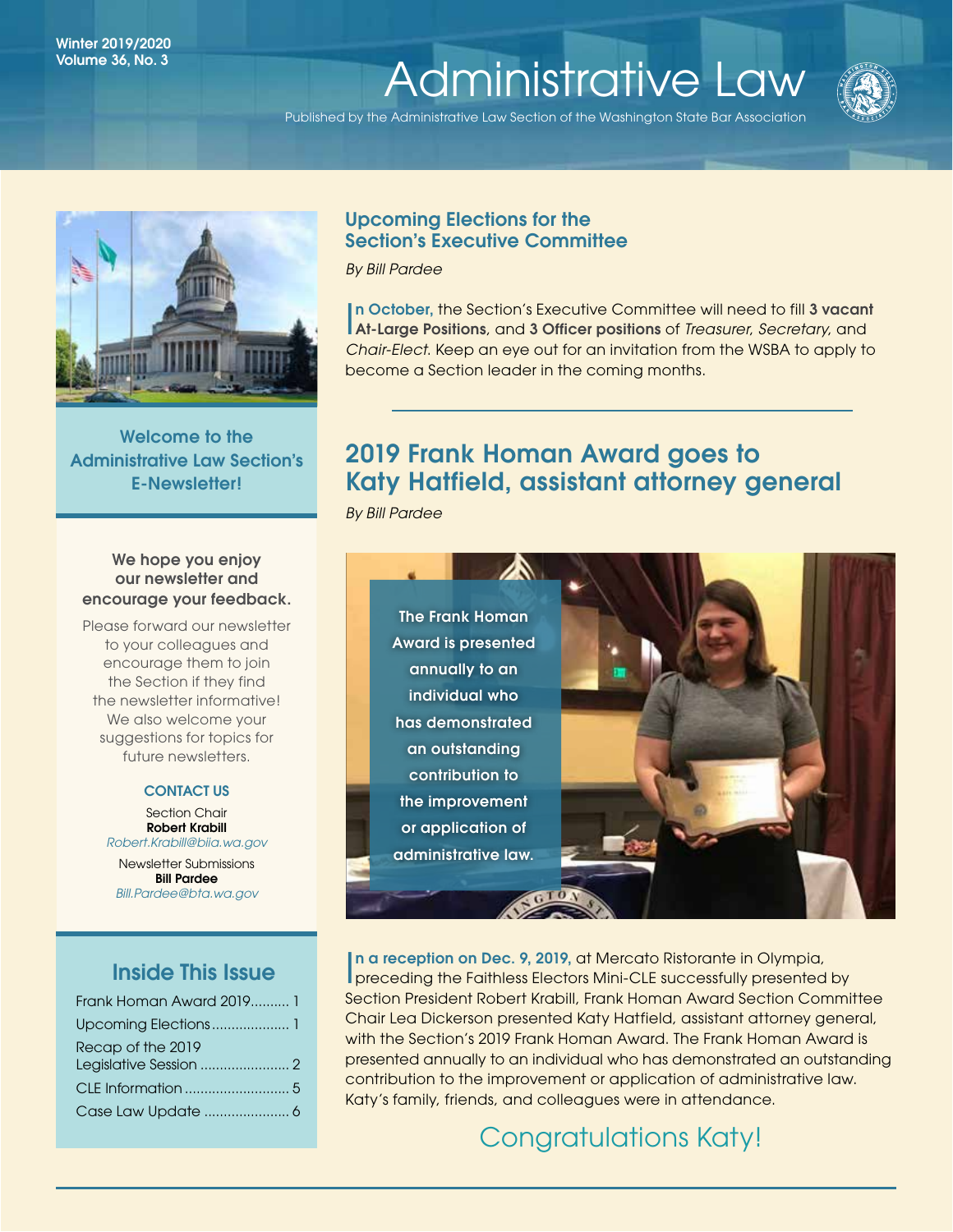Winter 2019/2020
Volume 36, No. 3

# Administrative Law

Published by the Administrative Law Section of the Washington State Bar Association

**Welcome to the Administrative Law Section's E-Newsletter!**

**We hope you enjoy our newsletter and encourage your feedback.**

Please forward our newsletter to your colleagues and encourage them to join the Section if they find the newsletter informative! We also welcome your suggestions for topics for future newsletters.

**CONTACT US**

Section Chair
**Robert Krabill**
*Robert.Krabill@biia.wa.gov*

Newsletter Submissions
**Bill Pardee**
*Bill.Pardee@bta.wa.gov*

### Inside This Issue

- Frank Homan Award 2019 .......... 1
- Upcoming Elections .......... 1
- Recap of the 2019 Legislative Session .......... 2
- CLE Information .......... 5
- Case Law Update .......... 6

## Upcoming Elections for the Section's Executive Committee

*By Bill Pardee*

**In October,** the Section's Executive Committee will need to fill **3 vacant At-Large Positions**, and **3 Officer positions** of *Treasurer, Secretary,* and *Chair-Elect.* Keep an eye out for an invitation from the WSBA to apply to become a Section leader in the coming months.

## 2019 Frank Homan Award goes to Katy Hatfield, assistant attorney general

*By Bill Pardee*

The Frank Homan Award is presented annually to an individual who has demonstrated an outstanding contribution to the improvement or application of administrative law.

**In a reception on Dec. 9, 2019,** at Mercato Ristorante in Olympia, preceding the Faithless Electors Mini-CLE successfully presented by Section President Robert Krabill, Frank Homan Award Section Committee Chair Lea Dickerson presented Katy Hatfield, assistant attorney general, with the Section's 2019 Frank Homan Award. The Frank Homan Award is presented annually to an individual who has demonstrated an outstanding contribution to the improvement or application of administrative law. Katy's family, friends, and colleagues were in attendance.

Congratulations Katy!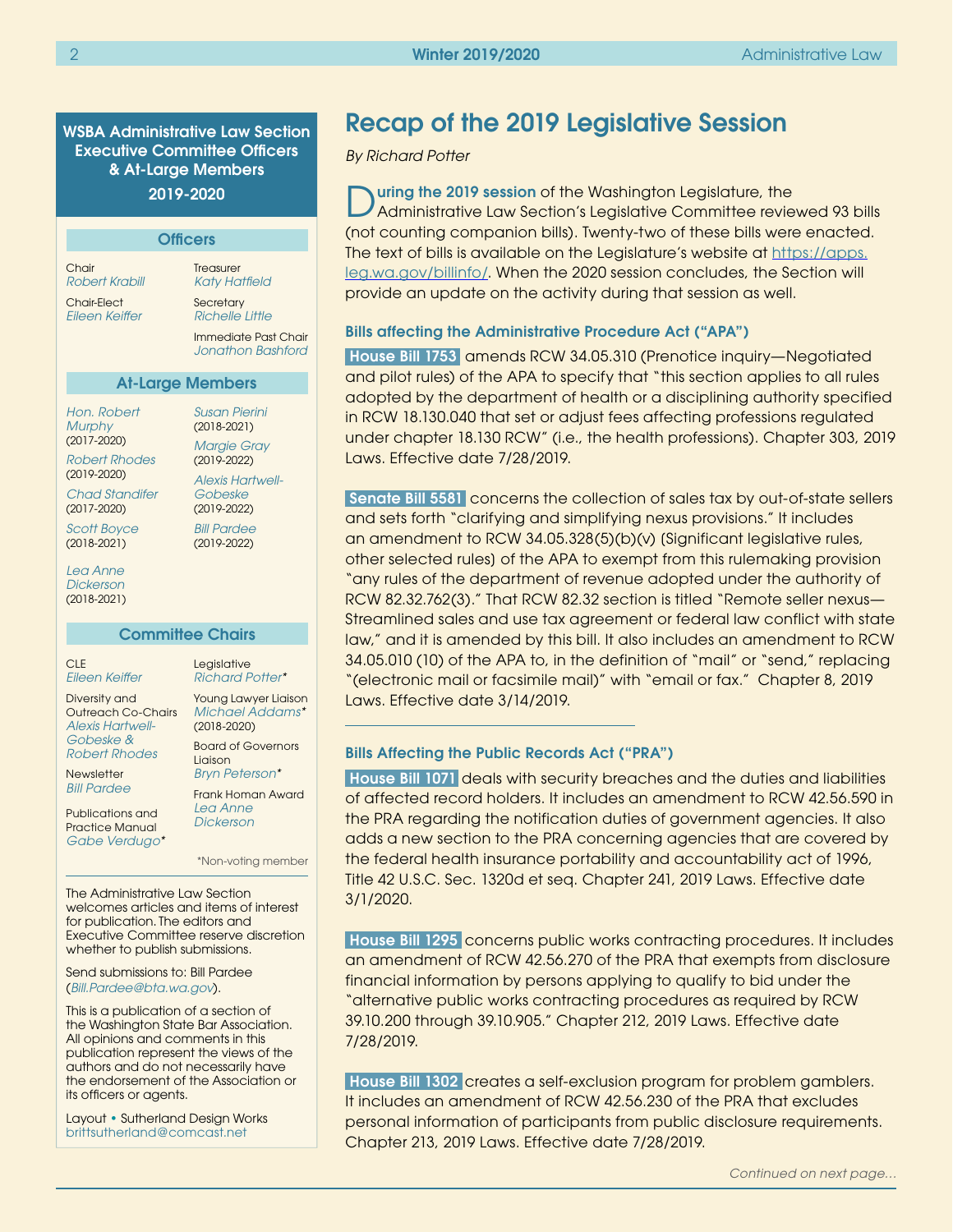# Recap of the 2019 Legislative Session

*By Richard Potter*

**During the 2019 session** of the Washington Legislature, the Administrative Law Section's Legislative Committee reviewed 93 bills (not counting companion bills). Twenty-two of these bills were enacted. The text of bills is available on the Legislature's website at https://apps.leg.wa.gov/billinfo/. When the 2020 session concludes, the Section will provide an update on the activity during that session as well.

### Bills affecting the Administrative Procedure Act ("APA")

**House Bill 1753** amends RCW 34.05.310 (Prenotice inquiry—Negotiated and pilot rules) of the APA to specify that "this section applies to all rules adopted by the department of health or a disciplining authority specified in RCW 18.130.040 that set or adjust fees affecting professions regulated under chapter 18.130 RCW" (i.e., the health professions). Chapter 303, 2019 Laws. Effective date 7/28/2019.

**Senate Bill 5581** concerns the collection of sales tax by out-of-state sellers and sets forth "clarifying and simplifying nexus provisions." It includes an amendment to RCW 34.05.328(5)(b)(v) (Significant legislative rules, other selected rules) of the APA to exempt from this rulemaking provision "any rules of the department of revenue adopted under the authority of RCW 82.32.762(3)." That RCW 82.32 section is titled "Remote seller nexus—Streamlined sales and use tax agreement or federal law conflict with state law," and it is amended by this bill. It also includes an amendment to RCW 34.05.010 (10) of the APA to, in the definition of "mail" or "send," replacing "(electronic mail or facsimile mail)" with "email or fax." Chapter 8, 2019 Laws. Effective date 3/14/2019.

### Bills Affecting the Public Records Act ("PRA")

**House Bill 1071** deals with security breaches and the duties and liabilities of affected record holders. It includes an amendment to RCW 42.56.590 in the PRA regarding the notification duties of government agencies. It also adds a new section to the PRA concerning agencies that are covered by the federal health insurance portability and accountability act of 1996, Title 42 U.S.C. Sec. 1320d et seq. Chapter 241, 2019 Laws. Effective date 3/1/2020.

**House Bill 1295** concerns public works contracting procedures. It includes an amendment of RCW 42.56.270 of the PRA that exempts from disclosure financial information by persons applying to qualify to bid under the "alternative public works contracting procedures as required by RCW 39.10.200 through 39.10.905." Chapter 212, 2019 Laws. Effective date 7/28/2019.

**House Bill 1302** creates a self-exclusion program for problem gamblers. It includes an amendment of RCW 42.56.230 of the PRA that excludes personal information of participants from public disclosure requirements. Chapter 213, 2019 Laws. Effective date 7/28/2019.

*Continued on next page…*

---

**WSBA Administrative Law Section Executive Committee Officers & At-Large Members 2019-2020**

**Officers**

Chair
*Robert Krabill*

Chair-Elect
*Eileen Keiffer*

Treasurer
*Katy Hatfield*

Secretary
*Richelle Little*

Immediate Past Chair
*Jonathon Bashford*

**At-Large Members**

*Hon. Robert Murphy* (2017-2020)
*Robert Rhodes* (2019-2020)
*Chad Standifer* (2017-2020)
*Scott Boyce* (2018-2021)
*Lea Anne Dickerson* (2018-2021)
*Susan Pierini* (2018-2021)
*Margie Gray* (2019-2022)
*Alexis Hartwell-Gobeske* (2019-2022)
*Bill Pardee* (2019-2022)

**Committee Chairs**

CLE
*Eileen Keiffer*

Diversity and Outreach Co-Chairs
*Alexis Hartwell-Gobeske & Robert Rhodes*

Newsletter
*Bill Pardee*

Publications and Practice Manual
*Gabe Verdugo**

Legislative
*Richard Potter**

Young Lawyer Liaison
*Michael Addams** (2018-2020)

Board of Governors Liaison
*Bryn Peterson**

Frank Homan Award
*Lea Anne Dickerson*

*Non-voting member

The Administrative Law Section welcomes articles and items of interest for publication. The editors and Executive Committee reserve discretion whether to publish submissions.

Send submissions to: Bill Pardee (*Bill.Pardee@bta.wa.gov*).

This is a publication of a section of the Washington State Bar Association. All opinions and comments in this publication represent the views of the authors and do not necessarily have the endorsement of the Association or its officers or agents.

Layout • Sutherland Design Works
brittsutherland@comcast.net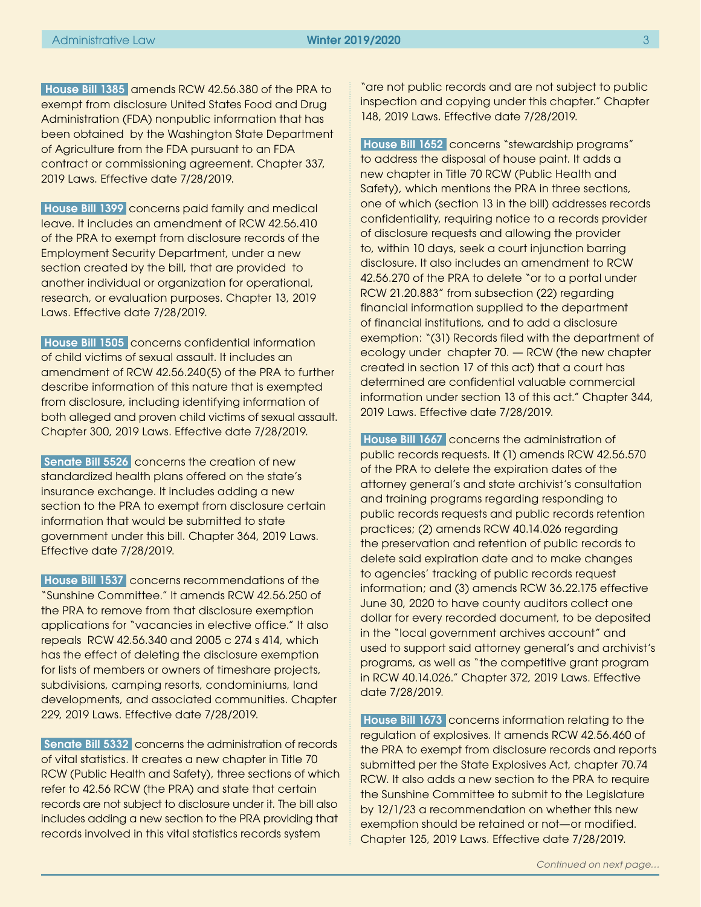**House Bill 1385** amends RCW 42.56.380 of the PRA to exempt from disclosure United States Food and Drug Administration (FDA) nonpublic information that has been obtained by the Washington State Department of Agriculture from the FDA pursuant to an FDA contract or commissioning agreement. Chapter 337, 2019 Laws. Effective date 7/28/2019.

**House Bill 1399** concerns paid family and medical leave. It includes an amendment of RCW 42.56.410 of the PRA to exempt from disclosure records of the Employment Security Department, under a new section created by the bill, that are provided to another individual or organization for operational, research, or evaluation purposes. Chapter 13, 2019 Laws. Effective date 7/28/2019.

**House Bill 1505** concerns confidential information of child victims of sexual assault. It includes an amendment of RCW 42.56.240(5) of the PRA to further describe information of this nature that is exempted from disclosure, including identifying information of both alleged and proven child victims of sexual assault. Chapter 300, 2019 Laws. Effective date 7/28/2019.

**Senate Bill 5526** concerns the creation of new standardized health plans offered on the state's insurance exchange. It includes adding a new section to the PRA to exempt from disclosure certain information that would be submitted to state government under this bill. Chapter 364, 2019 Laws. Effective date 7/28/2019.

**House Bill 1537** concerns recommendations of the "Sunshine Committee." It amends RCW 42.56.250 of the PRA to remove from that disclosure exemption applications for "vacancies in elective office." It also repeals RCW 42.56.340 and 2005 c 274 s 414, which has the effect of deleting the disclosure exemption for lists of members or owners of timeshare projects, subdivisions, camping resorts, condominiums, land developments, and associated communities. Chapter 229, 2019 Laws. Effective date 7/28/2019.

**Senate Bill 5332** concerns the administration of records of vital statistics. It creates a new chapter in Title 70 RCW (Public Health and Safety), three sections of which refer to 42.56 RCW (the PRA) and state that certain records are not subject to disclosure under it. The bill also includes adding a new section to the PRA providing that records involved in this vital statistics records system "are not public records and are not subject to public inspection and copying under this chapter." Chapter 148, 2019 Laws. Effective date 7/28/2019.

**House Bill 1652** concerns "stewardship programs" to address the disposal of house paint. It adds a new chapter in Title 70 RCW (Public Health and Safety), which mentions the PRA in three sections, one of which (section 13 in the bill) addresses records confidentiality, requiring notice to a records provider of disclosure requests and allowing the provider to, within 10 days, seek a court injunction barring disclosure. It also includes an amendment to RCW 42.56.270 of the PRA to delete "or to a portal under RCW 21.20.883" from subsection (22) regarding financial information supplied to the department of financial institutions, and to add a disclosure exemption: "(31) Records filed with the department of ecology under chapter 70. — RCW (the new chapter created in section 17 of this act) that a court has determined are confidential valuable commercial information under section 13 of this act." Chapter 344, 2019 Laws. Effective date 7/28/2019.

**House Bill 1667** concerns the administration of public records requests. It (1) amends RCW 42.56.570 of the PRA to delete the expiration dates of the attorney general's and state archivist's consultation and training programs regarding responding to public records requests and public records retention practices; (2) amends RCW 40.14.026 regarding the preservation and retention of public records to delete said expiration date and to make changes to agencies' tracking of public records request information; and (3) amends RCW 36.22.175 effective June 30, 2020 to have county auditors collect one dollar for every recorded document, to be deposited in the "local government archives account" and used to support said attorney general's and archivist's programs, as well as "the competitive grant program in RCW 40.14.026." Chapter 372, 2019 Laws. Effective date 7/28/2019.

**House Bill 1673** concerns information relating to the regulation of explosives. It amends RCW 42.56.460 of the PRA to exempt from disclosure records and reports submitted per the State Explosives Act, chapter 70.74 RCW. It also adds a new section to the PRA to require the Sunshine Committee to submit to the Legislature by 12/1/23 a recommendation on whether this new exemption should be retained or not—or modified. Chapter 125, 2019 Laws. Effective date 7/28/2019.

*Continued on next page...*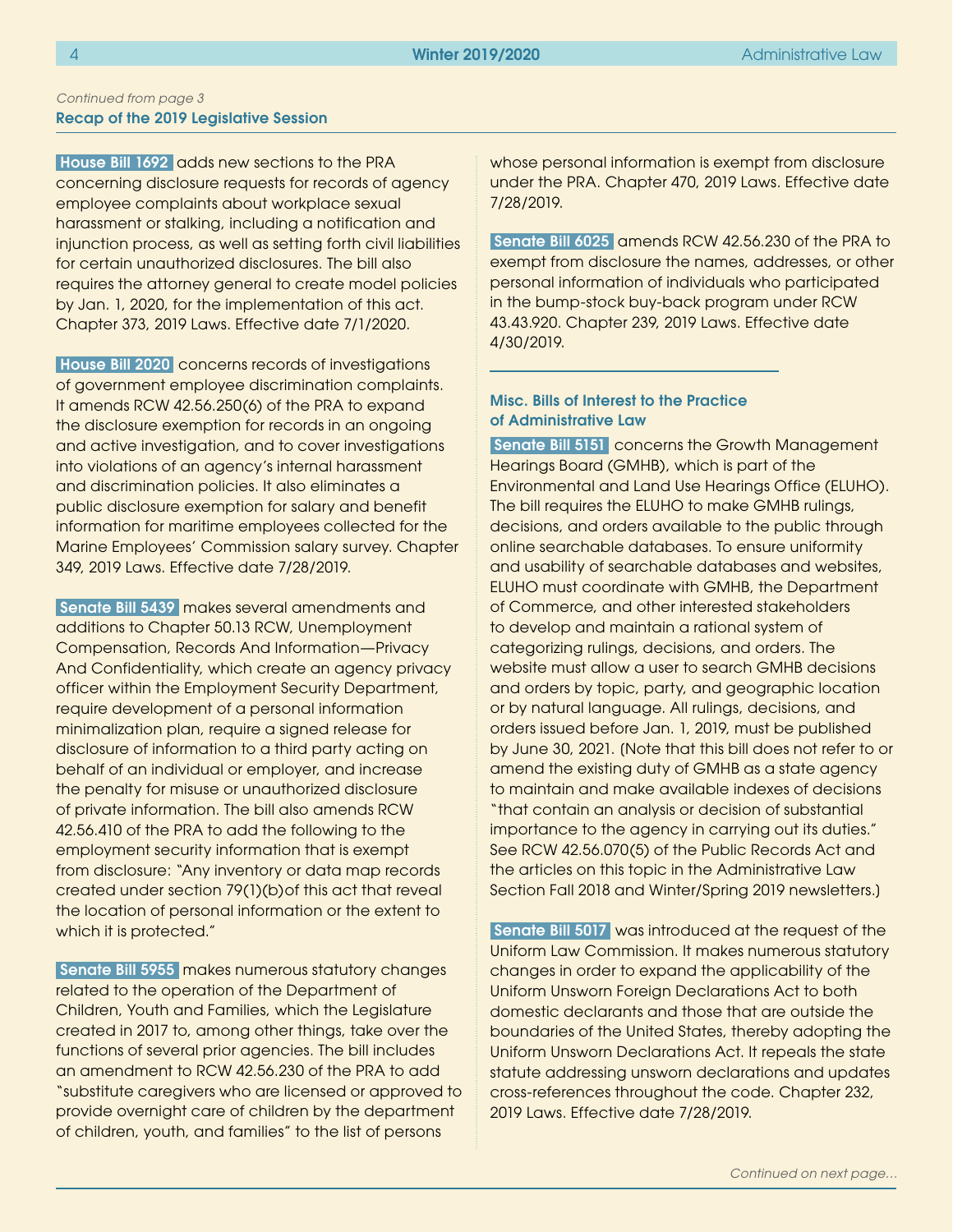*Continued from page 3*

**Recap of the 2019 Legislative Session**

**House Bill 1692** adds new sections to the PRA concerning disclosure requests for records of agency employee complaints about workplace sexual harassment or stalking, including a notification and injunction process, as well as setting forth civil liabilities for certain unauthorized disclosures. The bill also requires the attorney general to create model policies by Jan. 1, 2020, for the implementation of this act. Chapter 373, 2019 Laws. Effective date 7/1/2020.

**House Bill 2020** concerns records of investigations of government employee discrimination complaints. It amends RCW 42.56.250(6) of the PRA to expand the disclosure exemption for records in an ongoing and active investigation, and to cover investigations into violations of an agency's internal harassment and discrimination policies. It also eliminates a public disclosure exemption for salary and benefit information for maritime employees collected for the Marine Employees' Commission salary survey. Chapter 349, 2019 Laws. Effective date 7/28/2019.

**Senate Bill 5439** makes several amendments and additions to Chapter 50.13 RCW, Unemployment Compensation, Records And Information—Privacy And Confidentiality, which create an agency privacy officer within the Employment Security Department, require development of a personal information minimalization plan, require a signed release for disclosure of information to a third party acting on behalf of an individual or employer, and increase the penalty for misuse or unauthorized disclosure of private information. The bill also amends RCW 42.56.410 of the PRA to add the following to the employment security information that is exempt from disclosure: "Any inventory or data map records created under section 79(1)(b)of this act that reveal the location of personal information or the extent to which it is protected."

**Senate Bill 5955** makes numerous statutory changes related to the operation of the Department of Children, Youth and Families, which the Legislature created in 2017 to, among other things, take over the functions of several prior agencies. The bill includes an amendment to RCW 42.56.230 of the PRA to add "substitute caregivers who are licensed or approved to provide overnight care of children by the department of children, youth, and families" to the list of persons whose personal information is exempt from disclosure under the PRA. Chapter 470, 2019 Laws. Effective date 7/28/2019.

**Senate Bill 6025** amends RCW 42.56.230 of the PRA to exempt from disclosure the names, addresses, or other personal information of individuals who participated in the bump-stock buy-back program under RCW 43.43.920. Chapter 239, 2019 Laws. Effective date 4/30/2019.

### Misc. Bills of Interest to the Practice of Administrative Law

**Senate Bill 5151** concerns the Growth Management Hearings Board (GMHB), which is part of the Environmental and Land Use Hearings Office (ELUHO). The bill requires the ELUHO to make GMHB rulings, decisions, and orders available to the public through online searchable databases. To ensure uniformity and usability of searchable databases and websites, ELUHO must coordinate with GMHB, the Department of Commerce, and other interested stakeholders to develop and maintain a rational system of categorizing rulings, decisions, and orders. The website must allow a user to search GMHB decisions and orders by topic, party, and geographic location or by natural language. All rulings, decisions, and orders issued before Jan. 1, 2019, must be published by June 30, 2021. (Note that this bill does not refer to or amend the existing duty of GMHB as a state agency to maintain and make available indexes of decisions "that contain an analysis or decision of substantial importance to the agency in carrying out its duties." See RCW 42.56.070(5) of the Public Records Act and the articles on this topic in the Administrative Law Section Fall 2018 and Winter/Spring 2019 newsletters.)

**Senate Bill 5017** was introduced at the request of the Uniform Law Commission. It makes numerous statutory changes in order to expand the applicability of the Uniform Unsworn Foreign Declarations Act to both domestic declarants and those that are outside the boundaries of the United States, thereby adopting the Uniform Unsworn Declarations Act. It repeals the state statute addressing unsworn declarations and updates cross-references throughout the code. Chapter 232, 2019 Laws. Effective date 7/28/2019.

*Continued on next page...*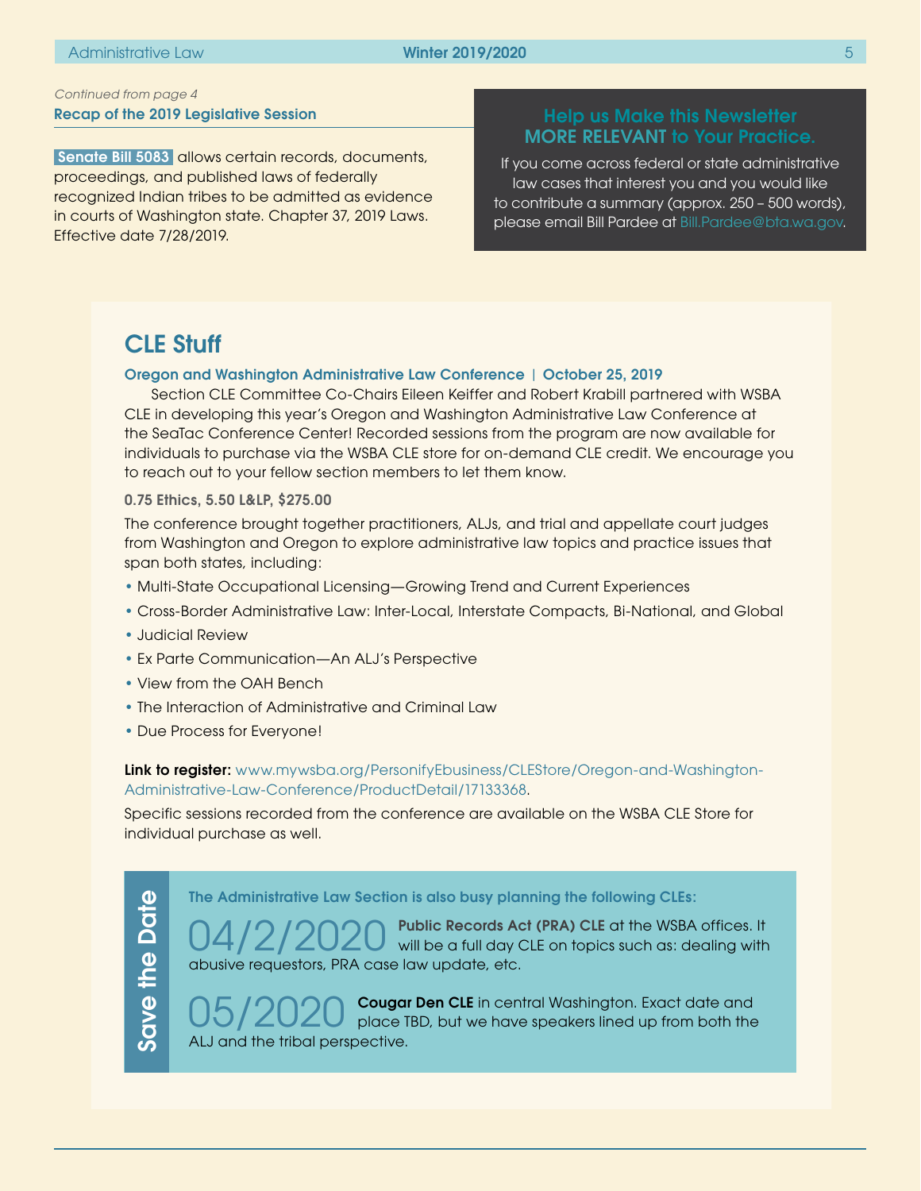*Continued from page 4*

**Recap of the 2019 Legislative Session**

**Senate Bill 5083** allows certain records, documents, proceedings, and published laws of federally recognized Indian tribes to be admitted as evidence in courts of Washington state. Chapter 37, 2019 Laws. Effective date 7/28/2019.

**Help us Make this Newsletter MORE RELEVANT to Your Practice.**

If you come across federal or state administrative law cases that interest you and you would like to contribute a summary (approx. 250 – 500 words), please email Bill Pardee at Bill.Pardee@bta.wa.gov.

## CLE Stuff

**Oregon and Washington Administrative Law Conference | October 25, 2019**

Section CLE Committee Co-Chairs Eileen Keiffer and Robert Krabill partnered with WSBA CLE in developing this year's Oregon and Washington Administrative Law Conference at the SeaTac Conference Center! Recorded sessions from the program are now available for individuals to purchase via the WSBA CLE store for on-demand CLE credit. We encourage you to reach out to your fellow section members to let them know.

**0.75 Ethics, 5.50 L&LP, $275.00**

The conference brought together practitioners, ALJs, and trial and appellate court judges from Washington and Oregon to explore administrative law topics and practice issues that span both states, including:

- Multi-State Occupational Licensing—Growing Trend and Current Experiences
- Cross-Border Administrative Law: Inter-Local, Interstate Compacts, Bi-National, and Global
- Judicial Review
- Ex Parte Communication—An ALJ's Perspective
- View from the OAH Bench
- The Interaction of Administrative and Criminal Law
- Due Process for Everyone!

**Link to register:** www.mywsba.org/PersonifyEbusiness/CLEStore/Oregon-and-Washington-Administrative-Law-Conference/ProductDetail/17133368.

Specific sessions recorded from the conference are available on the WSBA CLE Store for individual purchase as well.

### Save the Date

**The Administrative Law Section is also busy planning the following CLEs:**

**04/2/2020** **Public Records Act (PRA) CLE** at the WSBA offices. It will be a full day CLE on topics such as: dealing with abusive requestors, PRA case law update, etc.

**05/2020** **Cougar Den CLE** in central Washington. Exact date and place TBD, but we have speakers lined up from both the ALJ and the tribal perspective.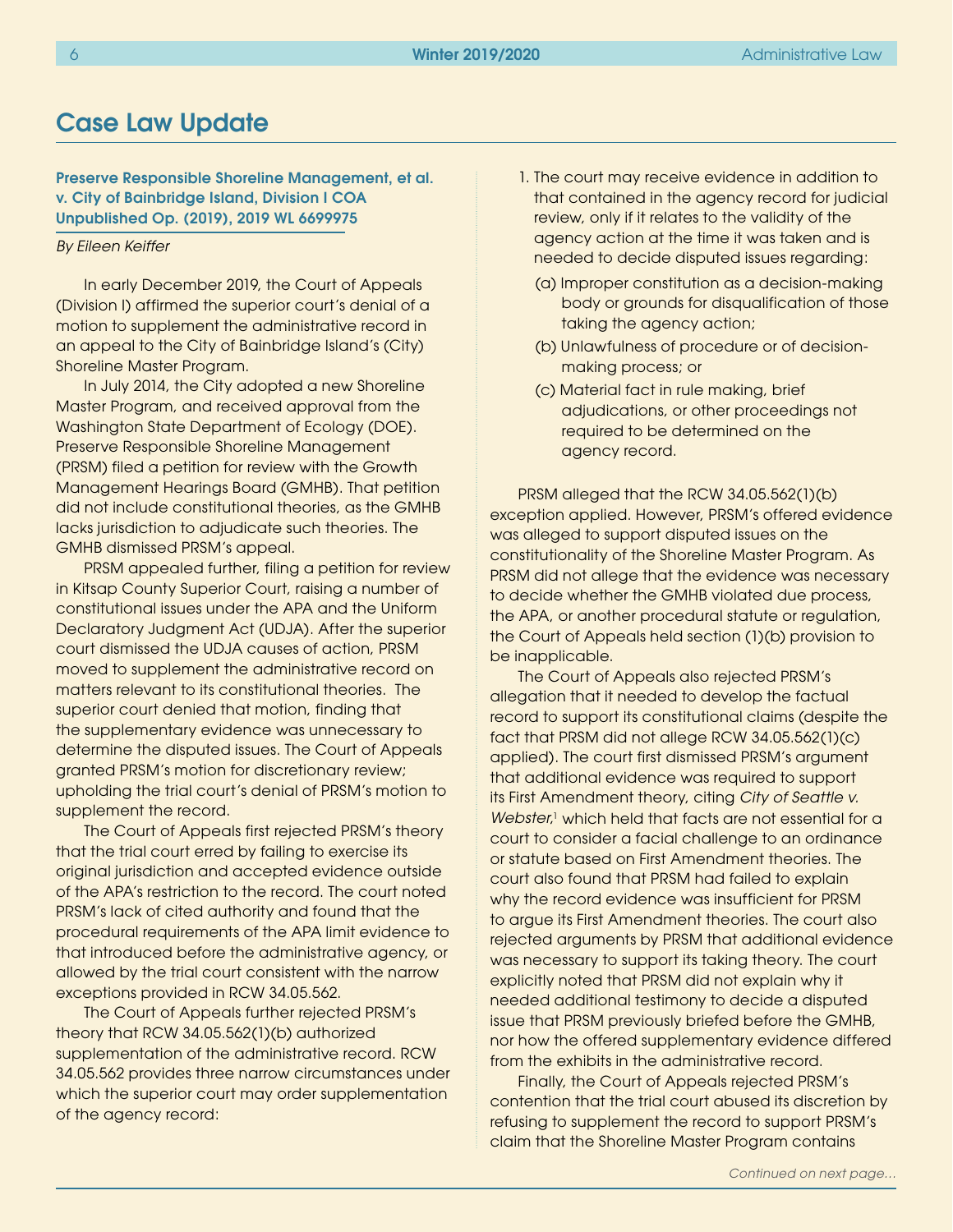# Case Law Update

### Preserve Responsible Shoreline Management, et al. v. City of Bainbridge Island, Division I COA Unpublished Op. (2019), 2019 WL 6699975

*By Eileen Keiffer*

In early December 2019, the Court of Appeals (Division I) affirmed the superior court's denial of a motion to supplement the administrative record in an appeal to the City of Bainbridge Island's (City) Shoreline Master Program.

In July 2014, the City adopted a new Shoreline Master Program, and received approval from the Washington State Department of Ecology (DOE). Preserve Responsible Shoreline Management (PRSM) filed a petition for review with the Growth Management Hearings Board (GMHB). That petition did not include constitutional theories, as the GMHB lacks jurisdiction to adjudicate such theories. The GMHB dismissed PRSM's appeal.

PRSM appealed further, filing a petition for review in Kitsap County Superior Court, raising a number of constitutional issues under the APA and the Uniform Declaratory Judgment Act (UDJA). After the superior court dismissed the UDJA causes of action, PRSM moved to supplement the administrative record on matters relevant to its constitutional theories. The superior court denied that motion, finding that the supplementary evidence was unnecessary to determine the disputed issues. The Court of Appeals granted PRSM's motion for discretionary review; upholding the trial court's denial of PRSM's motion to supplement the record.

The Court of Appeals first rejected PRSM's theory that the trial court erred by failing to exercise its original jurisdiction and accepted evidence outside of the APA's restriction to the record. The court noted PRSM's lack of cited authority and found that the procedural requirements of the APA limit evidence to that introduced before the administrative agency, or allowed by the trial court consistent with the narrow exceptions provided in RCW 34.05.562.

The Court of Appeals further rejected PRSM's theory that RCW 34.05.562(1)(b) authorized supplementation of the administrative record. RCW 34.05.562 provides three narrow circumstances under which the superior court may order supplementation of the agency record:

1. The court may receive evidence in addition to that contained in the agency record for judicial review, only if it relates to the validity of the agency action at the time it was taken and is needed to decide disputed issues regarding:
   (a) Improper constitution as a decision-making body or grounds for disqualification of those taking the agency action;
   (b) Unlawfulness of procedure or of decision-making process; or
   (c) Material fact in rule making, brief adjudications, or other proceedings not required to be determined on the agency record.

PRSM alleged that the RCW 34.05.562(1)(b) exception applied. However, PRSM's offered evidence was alleged to support disputed issues on the constitutionality of the Shoreline Master Program. As PRSM did not allege that the evidence was necessary to decide whether the GMHB violated due process, the APA, or another procedural statute or regulation, the Court of Appeals held section (1)(b) provision to be inapplicable.

The Court of Appeals also rejected PRSM's allegation that it needed to develop the factual record to support its constitutional claims (despite the fact that PRSM did not allege RCW 34.05.562(1)(c) applied). The court first dismissed PRSM's argument that additional evidence was required to support its First Amendment theory, citing *City of Seattle v. Webster*,[1] which held that facts are not essential for a court to consider a facial challenge to an ordinance or statute based on First Amendment theories. The court also found that PRSM had failed to explain why the record evidence was insufficient for PRSM to argue its First Amendment theories. The court also rejected arguments by PRSM that additional evidence was necessary to support its taking theory. The court explicitly noted that PRSM did not explain why it needed additional testimony to decide a disputed issue that PRSM previously briefed before the GMHB, nor how the offered supplementary evidence differed from the exhibits in the administrative record.

Finally, the Court of Appeals rejected PRSM's contention that the trial court abused its discretion by refusing to supplement the record to support PRSM's claim that the Shoreline Master Program contains

*Continued on next page…*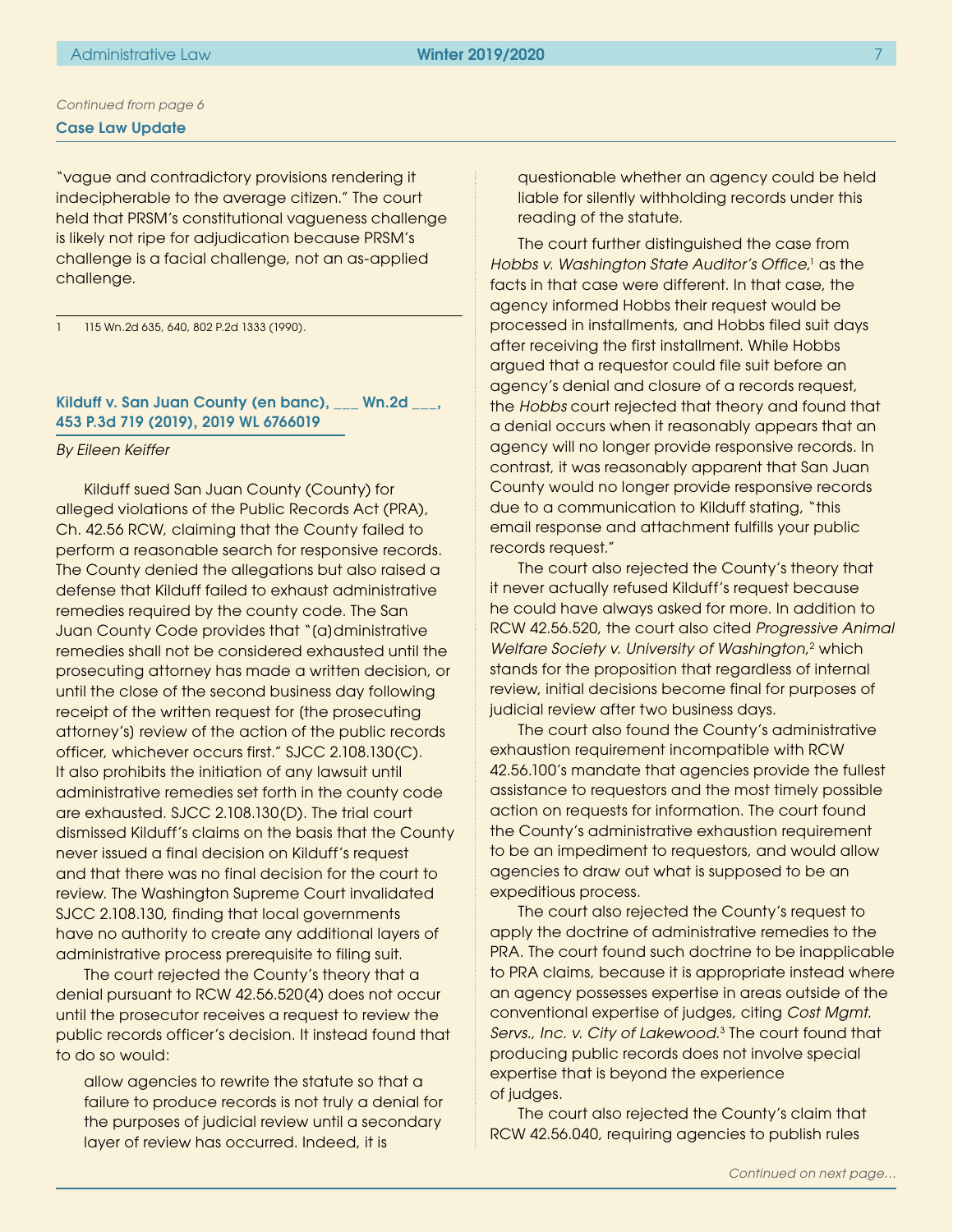*Continued from page 6*

**Case Law Update**

"vague and contradictory provisions rendering it indecipherable to the average citizen." The court held that PRSM's constitutional vagueness challenge is likely not ripe for adjudication because PRSM's challenge is a facial challenge, not an as-applied challenge.

1 115 Wn.2d 635, 640, 802 P.2d 1333 (1990).

### Kilduff v. San Juan County (en banc), ___ Wn.2d ___, 453 P.3d 719 (2019), 2019 WL 6766019

*By Eileen Keiffer*

Kilduff sued San Juan County (County) for alleged violations of the Public Records Act (PRA), Ch. 42.56 RCW, claiming that the County failed to perform a reasonable search for responsive records. The County denied the allegations but also raised a defense that Kilduff failed to exhaust administrative remedies required by the county code. The San Juan County Code provides that "(a)dministrative remedies shall not be considered exhausted until the prosecuting attorney has made a written decision, or until the close of the second business day following receipt of the written request for (the prosecuting attorney's) review of the action of the public records officer, whichever occurs first." SJCC 2.108.130(C). It also prohibits the initiation of any lawsuit until administrative remedies set forth in the county code are exhausted. SJCC 2.108.130(D). The trial court dismissed Kilduff's claims on the basis that the County never issued a final decision on Kilduff's request and that there was no final decision for the court to review. The Washington Supreme Court invalidated SJCC 2.108.130, finding that local governments have no authority to create any additional layers of administrative process prerequisite to filing suit.

The court rejected the County's theory that a denial pursuant to RCW 42.56.520(4) does not occur until the prosecutor receives a request to review the public records officer's decision. It instead found that to do so would:

> allow agencies to rewrite the statute so that a failure to produce records is not truly a denial for the purposes of judicial review until a secondary layer of review has occurred. Indeed, it is questionable whether an agency could be held liable for silently withholding records under this reading of the statute.

The court further distinguished the case from *Hobbs v. Washington State Auditor's Office*,[1] as the facts in that case were different. In that case, the agency informed Hobbs their request would be processed in installments, and Hobbs filed suit days after receiving the first installment. While Hobbs argued that a requestor could file suit before an agency's denial and closure of a records request, the *Hobbs* court rejected that theory and found that a denial occurs when it reasonably appears that an agency will no longer provide responsive records. In contrast, it was reasonably apparent that San Juan County would no longer provide responsive records due to a communication to Kilduff stating, "this email response and attachment fulfills your public records request."

The court also rejected the County's theory that it never actually refused Kilduff's request because he could have always asked for more. In addition to RCW 42.56.520, the court also cited *Progressive Animal Welfare Society v. University of Washington*,[2] which stands for the proposition that regardless of internal review, initial decisions become final for purposes of judicial review after two business days.

The court also found the County's administrative exhaustion requirement incompatible with RCW 42.56.100's mandate that agencies provide the fullest assistance to requestors and the most timely possible action on requests for information. The court found the County's administrative exhaustion requirement to be an impediment to requestors, and would allow agencies to draw out what is supposed to be an expeditious process.

The court also rejected the County's request to apply the doctrine of administrative remedies to the PRA. The court found such doctrine to be inapplicable to PRA claims, because it is appropriate instead where an agency possesses expertise in areas outside of the conventional expertise of judges, citing *Cost Mgmt. Servs., Inc. v. City of Lakewood*.[3] The court found that producing public records does not involve special expertise that is beyond the experience of judges.

The court also rejected the County's claim that RCW 42.56.040, requiring agencies to publish rules

*Continued on next page…*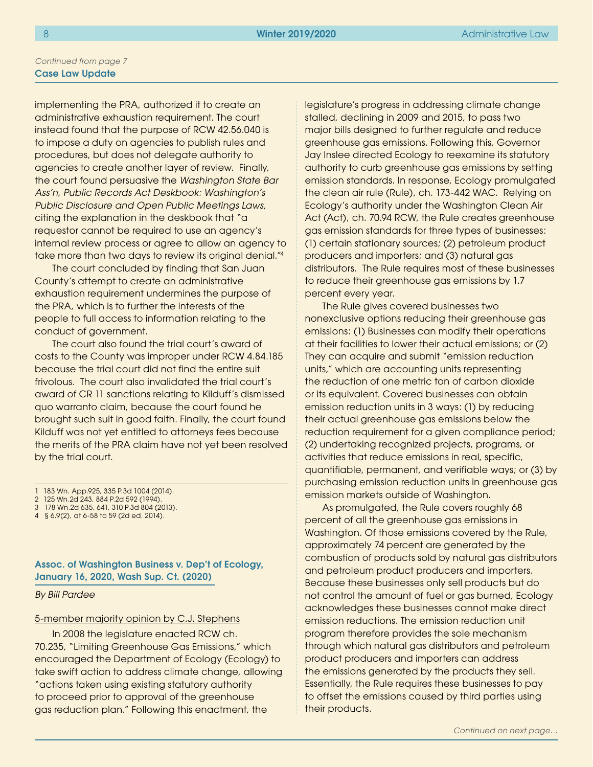*Continued from page 7*
**Case Law Update**

implementing the PRA, authorized it to create an administrative exhaustion requirement. The court instead found that the purpose of RCW 42.56.040 is to impose a duty on agencies to publish rules and procedures, but does not delegate authority to agencies to create another layer of review. Finally, the court found persuasive the *Washington State Bar Ass'n, Public Records Act Deskbook: Washington's Public Disclosure and Open Public Meetings Laws*, citing the explanation in the deskbook that "a requestor cannot be required to use an agency's internal review process or agree to allow an agency to take more than two days to review its original denial."[4]

The court concluded by finding that San Juan County's attempt to create an administrative exhaustion requirement undermines the purpose of the PRA, which is to further the interests of the people to full access to information relating to the conduct of government.

The court also found the trial court's award of costs to the County was improper under RCW 4.84.185 because the trial court did not find the entire suit frivolous. The court also invalidated the trial court's award of CR 11 sanctions relating to Kilduff's dismissed quo warranto claim, because the court found he brought such suit in good faith. Finally, the court found Kilduff was not yet entitled to attorneys fees because the merits of the PRA claim have not yet been resolved by the trial court.

1 183 Wn. App.925, 335 P.3d 1004 (2014).
2 125 Wn.2d 243, 884 P.2d 592 (1994).
3 178 Wn.2d 635, 641, 310 P.3d 804 (2013).
4 § 6.9(2), at 6-58 to 59 (2d ed. 2014).

### Assoc. of Washington Business v. Dep't of Ecology, January 16, 2020, Wash Sup. Ct. (2020)

*By Bill Pardee*

5-member majority opinion by C.J. Stephens

In 2008 the legislature enacted RCW ch. 70.235, "Limiting Greenhouse Gas Emissions," which encouraged the Department of Ecology (Ecology) to take swift action to address climate change, allowing "actions taken using existing statutory authority to proceed prior to approval of the greenhouse gas reduction plan." Following this enactment, the legislature's progress in addressing climate change stalled, declining in 2009 and 2015, to pass two major bills designed to further regulate and reduce greenhouse gas emissions. Following this, Governor Jay Inslee directed Ecology to reexamine its statutory authority to curb greenhouse gas emissions by setting emission standards. In response, Ecology promulgated the clean air rule (Rule), ch. 173-442 WAC. Relying on Ecology's authority under the Washington Clean Air Act (Act), ch. 70.94 RCW, the Rule creates greenhouse gas emission standards for three types of businesses: (1) certain stationary sources; (2) petroleum product producers and importers; and (3) natural gas distributors. The Rule requires most of these businesses to reduce their greenhouse gas emissions by 1.7 percent every year.

The Rule gives covered businesses two nonexclusive options reducing their greenhouse gas emissions: (1) Businesses can modify their operations at their facilities to lower their actual emissions; or (2) They can acquire and submit "emission reduction units," which are accounting units representing the reduction of one metric ton of carbon dioxide or its equivalent. Covered businesses can obtain emission reduction units in 3 ways: (1) by reducing their actual greenhouse gas emissions below the reduction requirement for a given compliance period; (2) undertaking recognized projects, programs, or activities that reduce emissions in real, specific, quantifiable, permanent, and verifiable ways; or (3) by purchasing emission reduction units in greenhouse gas emission markets outside of Washington.

As promulgated, the Rule covers roughly 68 percent of all the greenhouse gas emissions in Washington. Of those emissions covered by the Rule, approximately 74 percent are generated by the combustion of products sold by natural gas distributors and petroleum product producers and importers. Because these businesses only sell products but do not control the amount of fuel or gas burned, Ecology acknowledges these businesses cannot make direct emission reductions. The emission reduction unit program therefore provides the sole mechanism through which natural gas distributors and petroleum product producers and importers can address the emissions generated by the products they sell. Essentially, the Rule requires these businesses to pay to offset the emissions caused by third parties using their products.

*Continued on next page...*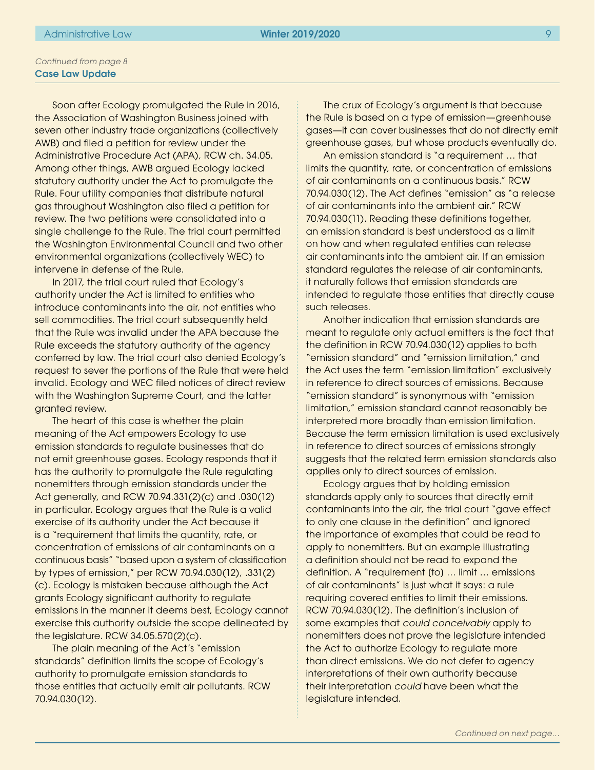*Continued from page 8*

**Case Law Update**

Soon after Ecology promulgated the Rule in 2016, the Association of Washington Business joined with seven other industry trade organizations (collectively AWB) and filed a petition for review under the Administrative Procedure Act (APA), RCW ch. 34.05. Among other things, AWB argued Ecology lacked statutory authority under the Act to promulgate the Rule. Four utility companies that distribute natural gas throughout Washington also filed a petition for review. The two petitions were consolidated into a single challenge to the Rule. The trial court permitted the Washington Environmental Council and two other environmental organizations (collectively WEC) to intervene in defense of the Rule.

In 2017, the trial court ruled that Ecology's authority under the Act is limited to entities who introduce contaminants into the air, not entities who sell commodities. The trial court subsequently held that the Rule was invalid under the APA because the Rule exceeds the statutory authority of the agency conferred by law. The trial court also denied Ecology's request to sever the portions of the Rule that were held invalid. Ecology and WEC filed notices of direct review with the Washington Supreme Court, and the latter granted review.

The heart of this case is whether the plain meaning of the Act empowers Ecology to use emission standards to regulate businesses that do not emit greenhouse gases. Ecology responds that it has the authority to promulgate the Rule regulating nonemitters through emission standards under the Act generally, and RCW 70.94.331(2)(c) and .030(12) in particular. Ecology argues that the Rule is a valid exercise of its authority under the Act because it is a "requirement that limits the quantity, rate, or concentration of emissions of air contaminants on a continuous basis" "based upon a system of classification by types of emission," per RCW 70.94.030(12), .331(2)(c). Ecology is mistaken because although the Act grants Ecology significant authority to regulate emissions in the manner it deems best, Ecology cannot exercise this authority outside the scope delineated by the legislature. RCW 34.05.570(2)(c).

The plain meaning of the Act's "emission standards" definition limits the scope of Ecology's authority to promulgate emission standards to those entities that actually emit air pollutants. RCW 70.94.030(12).

The crux of Ecology's argument is that because the Rule is based on a type of emission—greenhouse gases—it can cover businesses that do not directly emit greenhouse gases, but whose products eventually do.

An emission standard is "a requirement … that limits the quantity, rate, or concentration of emissions of air contaminants on a continuous basis." RCW 70.94.030(12). The Act defines "emission" as "a release of air contaminants into the ambient air." RCW 70.94.030(11). Reading these definitions together, an emission standard is best understood as a limit on how and when regulated entities can release air contaminants into the ambient air. If an emission standard regulates the release of air contaminants, it naturally follows that emission standards are intended to regulate those entities that directly cause such releases.

Another indication that emission standards are meant to regulate only actual emitters is the fact that the definition in RCW 70.94.030(12) applies to both "emission standard" and "emission limitation," and the Act uses the term "emission limitation" exclusively in reference to direct sources of emissions. Because "emission standard" is synonymous with "emission limitation," emission standard cannot reasonably be interpreted more broadly than emission limitation. Because the term emission limitation is used exclusively in reference to direct sources of emissions strongly suggests that the related term emission standards also applies only to direct sources of emission.

Ecology argues that by holding emission standards apply only to sources that directly emit contaminants into the air, the trial court "gave effect to only one clause in the definition" and ignored the importance of examples that could be read to apply to nonemitters. But an example illustrating a definition should not be read to expand the definition. A "requirement (to) … limit … emissions of air contaminants" is just what it says: a rule requiring covered entities to limit their emissions. RCW 70.94.030(12). The definition's inclusion of some examples that *could conceivably* apply to nonemitters does not prove the legislature intended the Act to authorize Ecology to regulate more than direct emissions. We do not defer to agency interpretations of their own authority because their interpretation *could* have been what the legislature intended.

*Continued on next page…*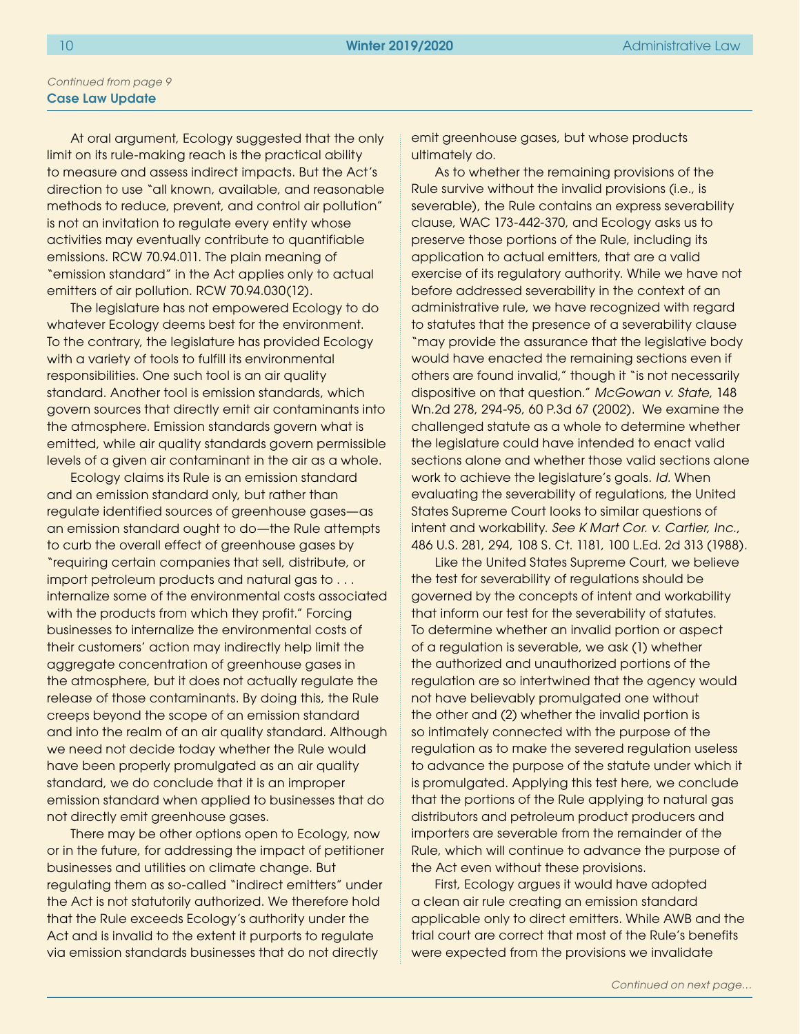*Continued from page 9*

**Case Law Update**

At oral argument, Ecology suggested that the only limit on its rule-making reach is the practical ability to measure and assess indirect impacts. But the Act's direction to use "all known, available, and reasonable methods to reduce, prevent, and control air pollution" is not an invitation to regulate every entity whose activities may eventually contribute to quantifiable emissions. RCW 70.94.011. The plain meaning of "emission standard" in the Act applies only to actual emitters of air pollution. RCW 70.94.030(12).

The legislature has not empowered Ecology to do whatever Ecology deems best for the environment. To the contrary, the legislature has provided Ecology with a variety of tools to fulfill its environmental responsibilities. One such tool is an air quality standard. Another tool is emission standards, which govern sources that directly emit air contaminants into the atmosphere. Emission standards govern what is emitted, while air quality standards govern permissible levels of a given air contaminant in the air as a whole.

Ecology claims its Rule is an emission standard and an emission standard only, but rather than regulate identified sources of greenhouse gases—as an emission standard ought to do—the Rule attempts to curb the overall effect of greenhouse gases by "requiring certain companies that sell, distribute, or import petroleum products and natural gas to . . . internalize some of the environmental costs associated with the products from which they profit." Forcing businesses to internalize the environmental costs of their customers' action may indirectly help limit the aggregate concentration of greenhouse gases in the atmosphere, but it does not actually regulate the release of those contaminants. By doing this, the Rule creeps beyond the scope of an emission standard and into the realm of an air quality standard. Although we need not decide today whether the Rule would have been properly promulgated as an air quality standard, we do conclude that it is an improper emission standard when applied to businesses that do not directly emit greenhouse gases.

There may be other options open to Ecology, now or in the future, for addressing the impact of petitioner businesses and utilities on climate change. But regulating them as so-called "indirect emitters" under the Act is not statutorily authorized. We therefore hold that the Rule exceeds Ecology's authority under the Act and is invalid to the extent it purports to regulate via emission standards businesses that do not directly emit greenhouse gases, but whose products ultimately do.

As to whether the remaining provisions of the Rule survive without the invalid provisions (i.e., is severable), the Rule contains an express severability clause, WAC 173-442-370, and Ecology asks us to preserve those portions of the Rule, including its application to actual emitters, that are a valid exercise of its regulatory authority. While we have not before addressed severability in the context of an administrative rule, we have recognized with regard to statutes that the presence of a severability clause "may provide the assurance that the legislative body would have enacted the remaining sections even if others are found invalid," though it "is not necessarily dispositive on that question." *McGowan v. State*, 148 Wn.2d 278, 294-95, 60 P.3d 67 (2002). We examine the challenged statute as a whole to determine whether the legislature could have intended to enact valid sections alone and whether those valid sections alone work to achieve the legislature's goals. *Id.* When evaluating the severability of regulations, the United States Supreme Court looks to similar questions of intent and workability. *See K Mart Cor. v. Cartier, Inc.*, 486 U.S. 281, 294, 108 S. Ct. 1181, 100 L.Ed. 2d 313 (1988).

Like the United States Supreme Court, we believe the test for severability of regulations should be governed by the concepts of intent and workability that inform our test for the severability of statutes. To determine whether an invalid portion or aspect of a regulation is severable, we ask (1) whether the authorized and unauthorized portions of the regulation are so intertwined that the agency would not have believably promulgated one without the other and (2) whether the invalid portion is so intimately connected with the purpose of the regulation as to make the severed regulation useless to advance the purpose of the statute under which it is promulgated. Applying this test here, we conclude that the portions of the Rule applying to natural gas distributors and petroleum product producers and importers are severable from the remainder of the Rule, which will continue to advance the purpose of the Act even without these provisions.

First, Ecology argues it would have adopted a clean air rule creating an emission standard applicable only to direct emitters. While AWB and the trial court are correct that most of the Rule's benefits were expected from the provisions we invalidate

*Continued on next page...*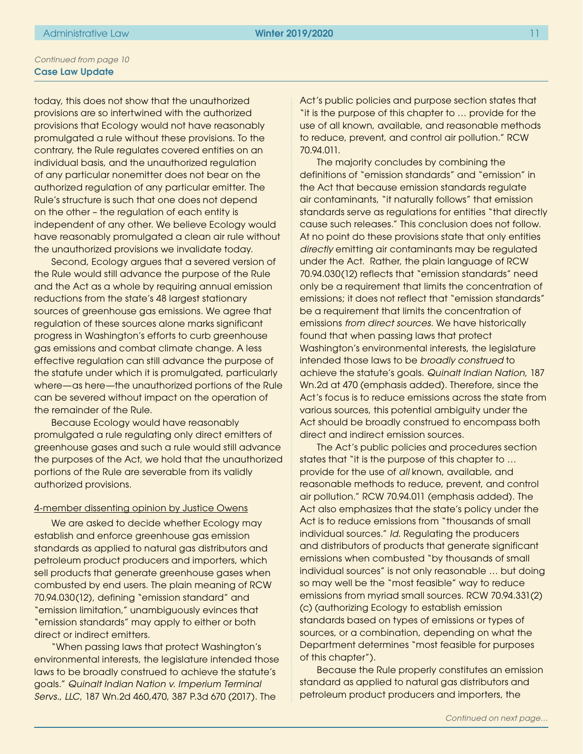*Continued from page 10*

**Case Law Update**

today, this does not show that the unauthorized provisions are so intertwined with the authorized provisions that Ecology would not have reasonably promulgated a rule without these provisions. To the contrary, the Rule regulates covered entities on an individual basis, and the unauthorized regulation of any particular nonemitter does not bear on the authorized regulation of any particular emitter. The Rule's structure is such that one does not depend on the other – the regulation of each entity is independent of any other. We believe Ecology would have reasonably promulgated a clean air rule without the unauthorized provisions we invalidate today.

Second, Ecology argues that a severed version of the Rule would still advance the purpose of the Rule and the Act as a whole by requiring annual emission reductions from the state's 48 largest stationary sources of greenhouse gas emissions. We agree that regulation of these sources alone marks significant progress in Washington's efforts to curb greenhouse gas emissions and combat climate change. A less effective regulation can still advance the purpose of the statute under which it is promulgated, particularly where—as here—the unauthorized portions of the Rule can be severed without impact on the operation of the remainder of the Rule.

Because Ecology would have reasonably promulgated a rule regulating only direct emitters of greenhouse gases and such a rule would still advance the purposes of the Act, we hold that the unauthorized portions of the Rule are severable from its validly authorized provisions.

<u>4-member dissenting opinion by Justice Owens</u>

We are asked to decide whether Ecology may establish and enforce greenhouse gas emission standards as applied to natural gas distributors and petroleum product producers and importers, which sell products that generate greenhouse gases when combusted by end users. The plain meaning of RCW 70.94.030(12), defining "emission standard" and "emission limitation," unambiguously evinces that "emission standards" may apply to either or both direct or indirect emitters.

"When passing laws that protect Washington's environmental interests, the legislature intended those laws to be broadly construed to achieve the statute's goals." *Quinalt Indian Nation v. Imperium Terminal Servs., LLC*, 187 Wn.2d 460,470, 387 P.3d 670 (2017). The Act's public policies and purpose section states that "it is the purpose of this chapter to … provide for the use of all known, available, and reasonable methods to reduce, prevent, and control air pollution." RCW 70.94.011.

The majority concludes by combining the definitions of "emission standards" and "emission" in the Act that because emission standards regulate air contaminants, "it naturally follows" that emission standards serve as regulations for entities "that directly cause such releases." This conclusion does not follow. At no point do these provisions state that only entities *directly* emitting air contaminants may be regulated under the Act. Rather, the plain language of RCW 70.94.030(12) reflects that "emission standards" need only be a requirement that limits the concentration of emissions; it does not reflect that "emission standards" be a requirement that limits the concentration of emissions *from direct sources*. We have historically found that when passing laws that protect Washington's environmental interests, the legislature intended those laws to be *broadly construed* to achieve the statute's goals. *Quinalt Indian Nation*, 187 Wn.2d at 470 (emphasis added). Therefore, since the Act's focus is to reduce emissions across the state from various sources, this potential ambiguity under the Act should be broadly construed to encompass both direct and indirect emission sources.

The Act's public policies and procedures section states that "it is the purpose of this chapter to … provide for the use of *all* known, available, and reasonable methods to reduce, prevent, and control air pollution." RCW 70.94.011 (emphasis added). The Act also emphasizes that the state's policy under the Act is to reduce emissions from "thousands of small individual sources." *Id.* Regulating the producers and distributors of products that generate significant emissions when combusted "by thousands of small individual sources" is not only reasonable … but doing so may well be the "most feasible" way to reduce emissions from myriad small sources. RCW 70.94.331(2)(c) (authorizing Ecology to establish emission standards based on types of emissions or types of sources, or a combination, depending on what the Department determines "most feasible for purposes of this chapter").

Because the Rule properly constitutes an emission standard as applied to natural gas distributors and petroleum product producers and importers, the

*Continued on next page…*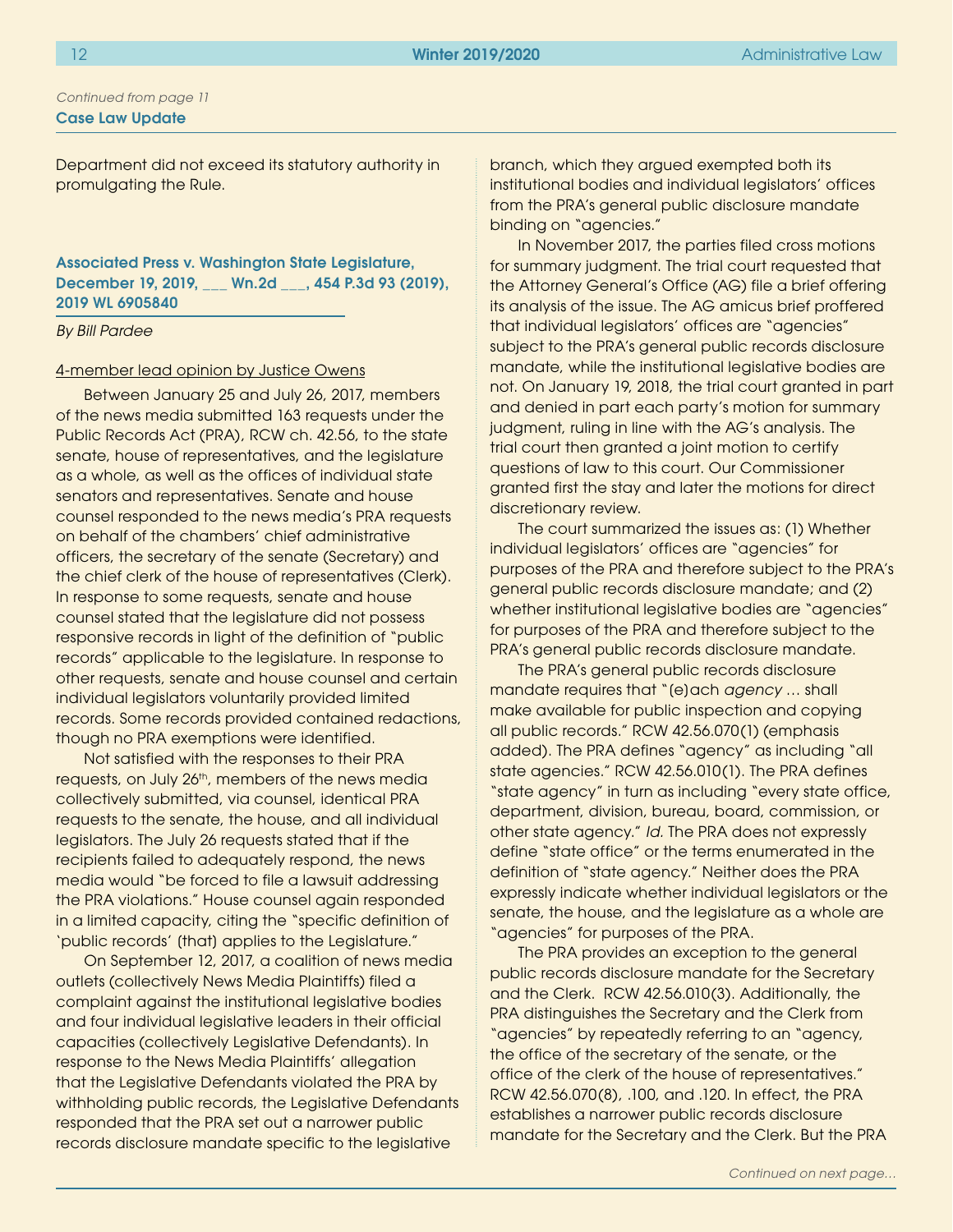*Continued from page 11*

**Case Law Update**

Department did not exceed its statutory authority in promulgating the Rule.

### Associated Press v. Washington State Legislature, December 19, 2019, ___ Wn.2d ___, 454 P.3d 93 (2019), 2019 WL 6905840

*By Bill Pardee*

4-member lead opinion by Justice Owens

Between January 25 and July 26, 2017, members of the news media submitted 163 requests under the Public Records Act (PRA), RCW ch. 42.56, to the state senate, house of representatives, and the legislature as a whole, as well as the offices of individual state senators and representatives. Senate and house counsel responded to the news media's PRA requests on behalf of the chambers' chief administrative officers, the secretary of the senate (Secretary) and the chief clerk of the house of representatives (Clerk). In response to some requests, senate and house counsel stated that the legislature did not possess responsive records in light of the definition of "public records" applicable to the legislature. In response to other requests, senate and house counsel and certain individual legislators voluntarily provided limited records. Some records provided contained redactions, though no PRA exemptions were identified.

Not satisfied with the responses to their PRA requests, on July 26th, members of the news media collectively submitted, via counsel, identical PRA requests to the senate, the house, and all individual legislators. The July 26 requests stated that if the recipients failed to adequately respond, the news media would "be forced to file a lawsuit addressing the PRA violations." House counsel again responded in a limited capacity, citing the "specific definition of 'public records' (that) applies to the Legislature."

On September 12, 2017, a coalition of news media outlets (collectively News Media Plaintiffs) filed a complaint against the institutional legislative bodies and four individual legislative leaders in their official capacities (collectively Legislative Defendants). In response to the News Media Plaintiffs' allegation that the Legislative Defendants violated the PRA by withholding public records, the Legislative Defendants responded that the PRA set out a narrower public records disclosure mandate specific to the legislative branch, which they argued exempted both its institutional bodies and individual legislators' offices from the PRA's general public disclosure mandate binding on "agencies."

In November 2017, the parties filed cross motions for summary judgment. The trial court requested that the Attorney General's Office (AG) file a brief offering its analysis of the issue. The AG amicus brief proffered that individual legislators' offices are "agencies" subject to the PRA's general public records disclosure mandate, while the institutional legislative bodies are not. On January 19, 2018, the trial court granted in part and denied in part each party's motion for summary judgment, ruling in line with the AG's analysis. The trial court then granted a joint motion to certify questions of law to this court. Our Commissioner granted first the stay and later the motions for direct discretionary review.

The court summarized the issues as: (1) Whether individual legislators' offices are "agencies" for purposes of the PRA and therefore subject to the PRA's general public records disclosure mandate; and (2) whether institutional legislative bodies are "agencies" for purposes of the PRA and therefore subject to the PRA's general public records disclosure mandate.

The PRA's general public records disclosure mandate requires that "(e)ach *agency* … shall make available for public inspection and copying all public records." RCW 42.56.070(1) (emphasis added). The PRA defines "agency" as including "all state agencies." RCW 42.56.010(1). The PRA defines "state agency" in turn as including "every state office, department, division, bureau, board, commission, or other state agency." *Id.* The PRA does not expressly define "state office" or the terms enumerated in the definition of "state agency." Neither does the PRA expressly indicate whether individual legislators or the senate, the house, and the legislature as a whole are "agencies" for purposes of the PRA.

The PRA provides an exception to the general public records disclosure mandate for the Secretary and the Clerk. RCW 42.56.010(3). Additionally, the PRA distinguishes the Secretary and the Clerk from "agencies" by repeatedly referring to an "agency, the office of the secretary of the senate, or the office of the clerk of the house of representatives." RCW 42.56.070(8), .100, and .120. In effect, the PRA establishes a narrower public records disclosure mandate for the Secretary and the Clerk. But the PRA

*Continued on next page…*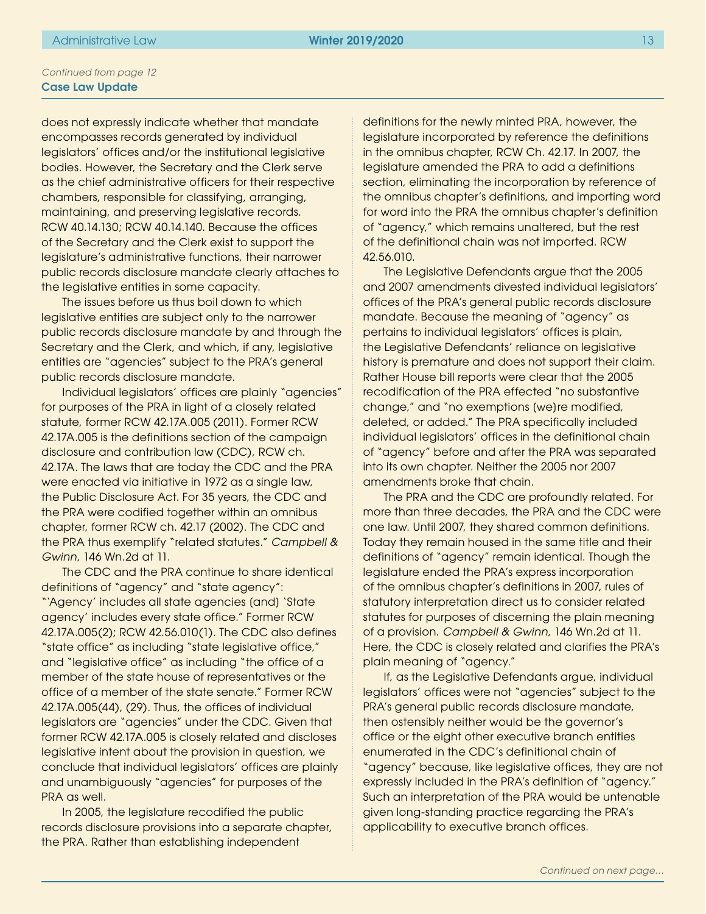*Continued from page 12*

**Case Law Update**

does not expressly indicate whether that mandate encompasses records generated by individual legislators' offices and/or the institutional legislative bodies. However, the Secretary and the Clerk serve as the chief administrative officers for their respective chambers, responsible for classifying, arranging, maintaining, and preserving legislative records. RCW 40.14.130; RCW 40.14.140. Because the offices of the Secretary and the Clerk exist to support the legislature's administrative functions, their narrower public records disclosure mandate clearly attaches to the legislative entities in some capacity.

The issues before us thus boil down to which legislative entities are subject only to the narrower public records disclosure mandate by and through the Secretary and the Clerk, and which, if any, legislative entities are "agencies" subject to the PRA's general public records disclosure mandate.

Individual legislators' offices are plainly "agencies" for purposes of the PRA in light of a closely related statute, former RCW 42.17A.005 (2011). Former RCW 42.17A.005 is the definitions section of the campaign disclosure and contribution law (CDC), RCW ch. 42.17A. The laws that are today the CDC and the PRA were enacted via initiative in 1972 as a single law, the Public Disclosure Act. For 35 years, the CDC and the PRA were codified together within an omnibus chapter, former RCW ch. 42.17 (2002). The CDC and the PRA thus exemplify "related statutes." *Campbell & Gwinn*, 146 Wn.2d at 11.

The CDC and the PRA continue to share identical definitions of "agency" and "state agency": "'Agency' includes all state agencies (and) 'State agency' includes every state office." Former RCW 42.17A.005(2); RCW 42.56.010(1). The CDC also defines "state office" as including "state legislative office," and "legislative office" as including "the office of a member of the state house of representatives or the office of a member of the state senate." Former RCW 42.17A.005(44), (29). Thus, the offices of individual legislators are "agencies" under the CDC. Given that former RCW 42.17A.005 is closely related and discloses legislative intent about the provision in question, we conclude that individual legislators' offices are plainly and unambiguously "agencies" for purposes of the PRA as well.

In 2005, the legislature recodified the public records disclosure provisions into a separate chapter, the PRA. Rather than establishing independent definitions for the newly minted PRA, however, the legislature incorporated by reference the definitions in the omnibus chapter, RCW Ch. 42.17. In 2007, the legislature amended the PRA to add a definitions section, eliminating the incorporation by reference of the omnibus chapter's definitions, and importing word for word into the PRA the omnibus chapter's definition of "agency," which remains unaltered, but the rest of the definitional chain was not imported. RCW 42.56.010.

The Legislative Defendants argue that the 2005 and 2007 amendments divested individual legislators' offices of the PRA's general public records disclosure mandate. Because the meaning of "agency" as pertains to individual legislators' offices is plain, the Legislative Defendants' reliance on legislative history is premature and does not support their claim. Rather House bill reports were clear that the 2005 recodification of the PRA effected "no substantive change," and "no exemptions (we)re modified, deleted, or added." The PRA specifically included individual legislators' offices in the definitional chain of "agency" before and after the PRA was separated into its own chapter. Neither the 2005 nor 2007 amendments broke that chain.

The PRA and the CDC are profoundly related. For more than three decades, the PRA and the CDC were one law. Until 2007, they shared common definitions. Today they remain housed in the same title and their definitions of "agency" remain identical. Though the legislature ended the PRA's express incorporation of the omnibus chapter's definitions in 2007, rules of statutory interpretation direct us to consider related statutes for purposes of discerning the plain meaning of a provision. *Campbell & Gwinn*, 146 Wn.2d at 11. Here, the CDC is closely related and clarifies the PRA's plain meaning of "agency."

If, as the Legislative Defendants argue, individual legislators' offices were not "agencies" subject to the PRA's general public records disclosure mandate, then ostensibly neither would be the governor's office or the eight other executive branch entities enumerated in the CDC's definitional chain of "agency" because, like legislative offices, they are not expressly included in the PRA's definition of "agency." Such an interpretation of the PRA would be untenable given long-standing practice regarding the PRA's applicability to executive branch offices.

*Continued on next page...*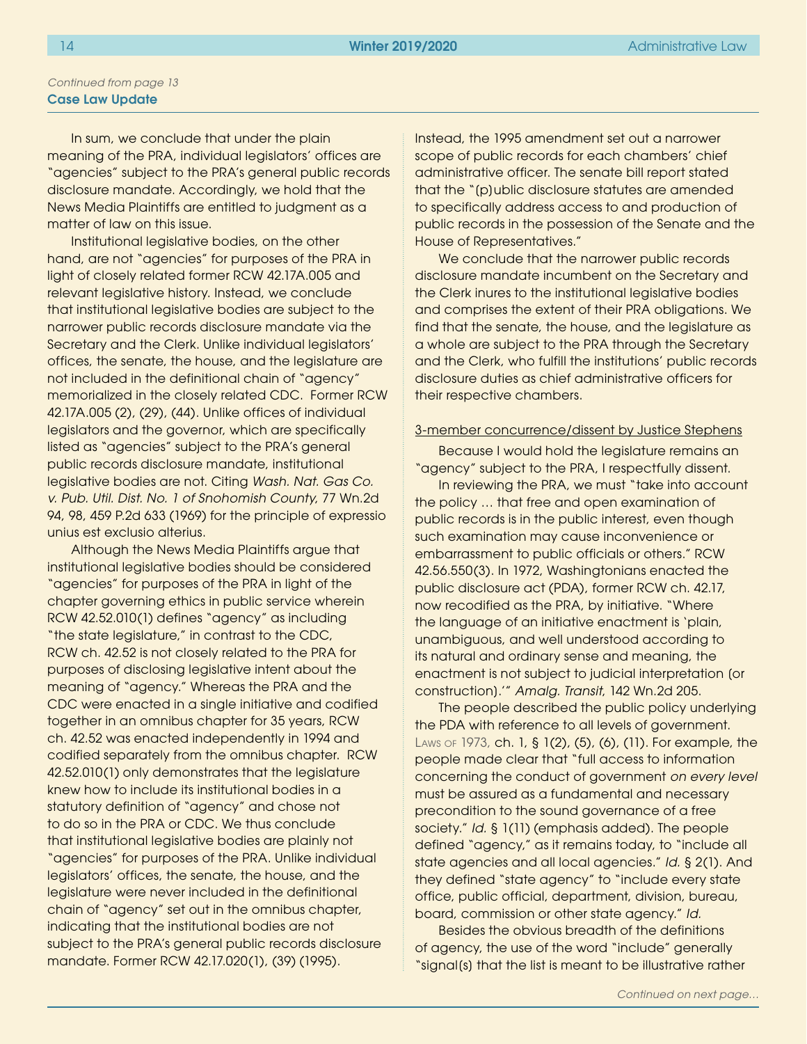*Continued from page 13*

**Case Law Update**

In sum, we conclude that under the plain meaning of the PRA, individual legislators' offices are "agencies" subject to the PRA's general public records disclosure mandate. Accordingly, we hold that the News Media Plaintiffs are entitled to judgment as a matter of law on this issue.

Institutional legislative bodies, on the other hand, are not "agencies" for purposes of the PRA in light of closely related former RCW 42.17A.005 and relevant legislative history. Instead, we conclude that institutional legislative bodies are subject to the narrower public records disclosure mandate via the Secretary and the Clerk. Unlike individual legislators' offices, the senate, the house, and the legislature are not included in the definitional chain of "agency" memorialized in the closely related CDC. Former RCW 42.17A.005 (2), (29), (44). Unlike offices of individual legislators and the governor, which are specifically listed as "agencies" subject to the PRA's general public records disclosure mandate, institutional legislative bodies are not. Citing *Wash. Nat. Gas Co. v. Pub. Util. Dist. No. 1 of Snohomish County*, 77 Wn.2d 94, 98, 459 P.2d 633 (1969) for the principle of expressio unius est exclusio alterius.

Although the News Media Plaintiffs argue that institutional legislative bodies should be considered "agencies" for purposes of the PRA in light of the chapter governing ethics in public service wherein RCW 42.52.010(1) defines "agency" as including "the state legislature," in contrast to the CDC, RCW ch. 42.52 is not closely related to the PRA for purposes of disclosing legislative intent about the meaning of "agency." Whereas the PRA and the CDC were enacted in a single initiative and codified together in an omnibus chapter for 35 years, RCW ch. 42.52 was enacted independently in 1994 and codified separately from the omnibus chapter. RCW 42.52.010(1) only demonstrates that the legislature knew how to include its institutional bodies in a statutory definition of "agency" and chose not to do so in the PRA or CDC. We thus conclude that institutional legislative bodies are plainly not "agencies" for purposes of the PRA. Unlike individual legislators' offices, the senate, the house, and the legislature were never included in the definitional chain of "agency" set out in the omnibus chapter, indicating that the institutional bodies are not subject to the PRA's general public records disclosure mandate. Former RCW 42.17.020(1), (39) (1995). Instead, the 1995 amendment set out a narrower scope of public records for each chambers' chief administrative officer. The senate bill report stated that the "(p)ublic disclosure statutes are amended to specifically address access to and production of public records in the possession of the Senate and the House of Representatives."

We conclude that the narrower public records disclosure mandate incumbent on the Secretary and the Clerk inures to the institutional legislative bodies and comprises the extent of their PRA obligations. We find that the senate, the house, and the legislature as a whole are subject to the PRA through the Secretary and the Clerk, who fulfill the institutions' public records disclosure duties as chief administrative officers for their respective chambers.

<u>3-member concurrence/dissent by Justice Stephens</u>

Because I would hold the legislature remains an "agency" subject to the PRA, I respectfully dissent.

In reviewing the PRA, we must "take into account the policy … that free and open examination of public records is in the public interest, even though such examination may cause inconvenience or embarrassment to public officials or others." RCW 42.56.550(3). In 1972, Washingtonians enacted the public disclosure act (PDA), former RCW ch. 42.17, now recodified as the PRA, by initiative. "Where the language of an initiative enactment is 'plain, unambiguous, and well understood according to its natural and ordinary sense and meaning, the enactment is not subject to judicial interpretation (or construction).'" *Amalg. Transit*, 142 Wn.2d 205.

The people described the public policy underlying the PDA with reference to all levels of government. Laws of 1973, ch. 1, § 1(2), (5), (6), (11). For example, the people made clear that "full access to information concerning the conduct of government *on every level* must be assured as a fundamental and necessary precondition to the sound governance of a free society." *Id.* § 1(11) (emphasis added). The people defined "agency," as it remains today, to "include all state agencies and all local agencies." *Id.* § 2(1). And they defined "state agency" to "include every state office, public official, department, division, bureau, board, commission or other state agency." *Id.*

Besides the obvious breadth of the definitions of agency, the use of the word "include" generally "signal(s) that the list is meant to be illustrative rather

*Continued on next page…*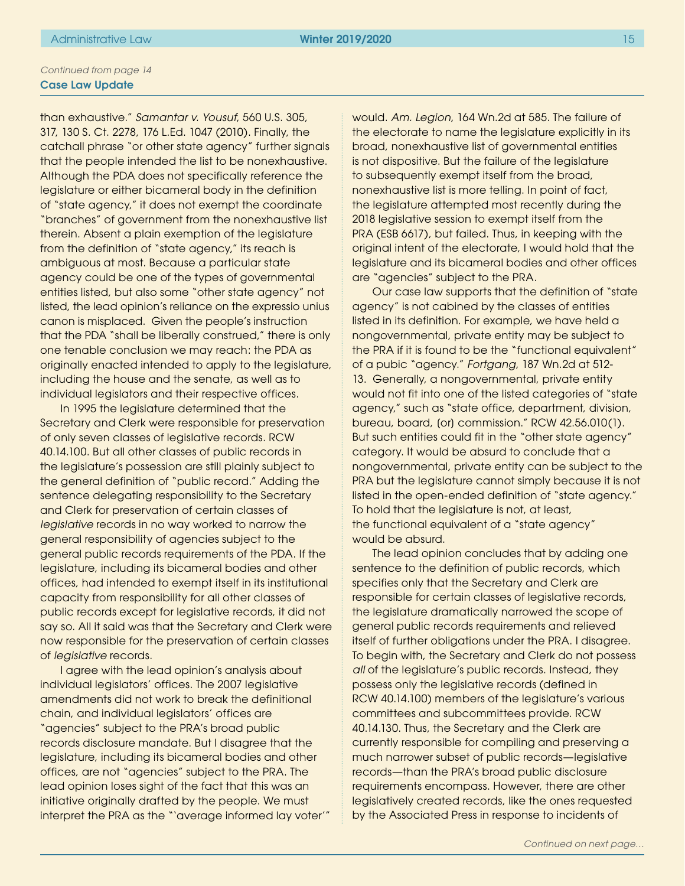*Continued from page 14*

**Case Law Update**

than exhaustive." *Samantar v. Yousuf*, 560 U.S. 305, 317, 130 S. Ct. 2278, 176 L.Ed. 1047 (2010). Finally, the catchall phrase "or other state agency" further signals that the people intended the list to be nonexhaustive. Although the PDA does not specifically reference the legislature or either bicameral body in the definition of "state agency," it does not exempt the coordinate "branches" of government from the nonexhaustive list therein. Absent a plain exemption of the legislature from the definition of "state agency," its reach is ambiguous at most. Because a particular state agency could be one of the types of governmental entities listed, but also some "other state agency" not listed, the lead opinion's reliance on the expressio unius canon is misplaced. Given the people's instruction that the PDA "shall be liberally construed," there is only one tenable conclusion we may reach: the PDA as originally enacted intended to apply to the legislature, including the house and the senate, as well as to individual legislators and their respective offices.

In 1995 the legislature determined that the Secretary and Clerk were responsible for preservation of only seven classes of legislative records. RCW 40.14.100. But all other classes of public records in the legislature's possession are still plainly subject to the general definition of "public record." Adding the sentence delegating responsibility to the Secretary and Clerk for preservation of certain classes of *legislative* records in no way worked to narrow the general responsibility of agencies subject to the general public records requirements of the PDA. If the legislature, including its bicameral bodies and other offices, had intended to exempt itself in its institutional capacity from responsibility for all other classes of public records except for legislative records, it did not say so. All it said was that the Secretary and Clerk were now responsible for the preservation of certain classes of *legislative* records.

I agree with the lead opinion's analysis about individual legislators' offices. The 2007 legislative amendments did not work to break the definitional chain, and individual legislators' offices are "agencies" subject to the PRA's broad public records disclosure mandate. But I disagree that the legislature, including its bicameral bodies and other offices, are not "agencies" subject to the PRA. The lead opinion loses sight of the fact that this was an initiative originally drafted by the people. We must interpret the PRA as the "'average informed lay voter'" would. *Am. Legion*, 164 Wn.2d at 585. The failure of the electorate to name the legislature explicitly in its broad, nonexhaustive list of governmental entities is not dispositive. But the failure of the legislature to subsequently exempt itself from the broad, nonexhaustive list is more telling. In point of fact, the legislature attempted most recently during the 2018 legislative session to exempt itself from the PRA (ESB 6617), but failed. Thus, in keeping with the original intent of the electorate, I would hold that the legislature and its bicameral bodies and other offices are "agencies" subject to the PRA.

Our case law supports that the definition of "state agency" is not cabined by the classes of entities listed in its definition. For example, we have held a nongovernmental, private entity may be subject to the PRA if it is found to be the "functional equivalent" of a pubic "agency." *Fortgang*, 187 Wn.2d at 512-13. Generally, a nongovernmental, private entity would not fit into one of the listed categories of "state agency," such as "state office, department, division, bureau, board, (or) commission." RCW 42.56.010(1). But such entities could fit in the "other state agency" category. It would be absurd to conclude that a nongovernmental, private entity can be subject to the PRA but the legislature cannot simply because it is not listed in the open-ended definition of "state agency." To hold that the legislature is not, at least, the functional equivalent of a "state agency" would be absurd.

The lead opinion concludes that by adding one sentence to the definition of public records, which specifies only that the Secretary and Clerk are responsible for certain classes of legislative records, the legislature dramatically narrowed the scope of general public records requirements and relieved itself of further obligations under the PRA. I disagree. To begin with, the Secretary and Clerk do not possess *all* of the legislature's public records. Instead, they possess only the legislative records (defined in RCW 40.14.100) members of the legislature's various committees and subcommittees provide. RCW 40.14.130. Thus, the Secretary and the Clerk are currently responsible for compiling and preserving a much narrower subset of public records—legislative records—than the PRA's broad public disclosure requirements encompass. However, there are other legislatively created records, like the ones requested by the Associated Press in response to incidents of

*Continued on next page...*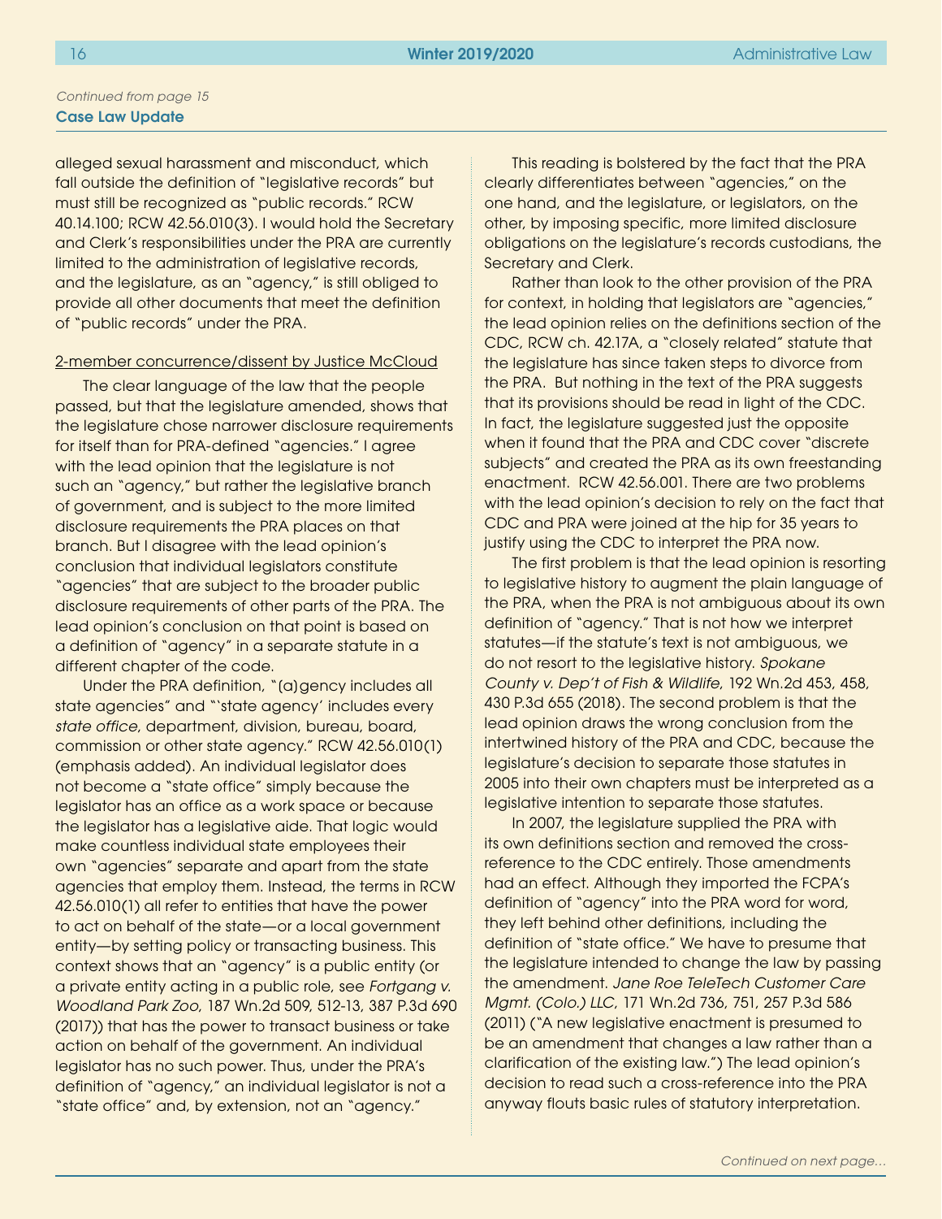*Continued from page 15*

**Case Law Update**

alleged sexual harassment and misconduct, which fall outside the definition of "legislative records" but must still be recognized as "public records." RCW 40.14.100; RCW 42.56.010(3). I would hold the Secretary and Clerk's responsibilities under the PRA are currently limited to the administration of legislative records, and the legislature, as an "agency," is still obliged to provide all other documents that meet the definition of "public records" under the PRA.

2-member concurrence/dissent by Justice McCloud

The clear language of the law that the people passed, but that the legislature amended, shows that the legislature chose narrower disclosure requirements for itself than for PRA-defined "agencies." I agree with the lead opinion that the legislature is not such an "agency," but rather the legislative branch of government, and is subject to the more limited disclosure requirements the PRA places on that branch. But I disagree with the lead opinion's conclusion that individual legislators constitute "agencies" that are subject to the broader public disclosure requirements of other parts of the PRA. The lead opinion's conclusion on that point is based on a definition of "agency" in a separate statute in a different chapter of the code.

Under the PRA definition, "(a)gency includes all state agencies" and "'state agency' includes every *state office*, department, division, bureau, board, commission or other state agency." RCW 42.56.010(1) (emphasis added). An individual legislator does not become a "state office" simply because the legislator has an office as a work space or because the legislator has a legislative aide. That logic would make countless individual state employees their own "agencies" separate and apart from the state agencies that employ them. Instead, the terms in RCW 42.56.010(1) all refer to entities that have the power to act on behalf of the state—or a local government entity—by setting policy or transacting business. This context shows that an "agency" is a public entity (or a private entity acting in a public role, see *Fortgang v. Woodland Park Zoo*, 187 Wn.2d 509, 512-13, 387 P.3d 690 (2017)) that has the power to transact business or take action on behalf of the government. An individual legislator has no such power. Thus, under the PRA's definition of "agency," an individual legislator is not a "state office" and, by extension, not an "agency."

This reading is bolstered by the fact that the PRA clearly differentiates between "agencies," on the one hand, and the legislature, or legislators, on the other, by imposing specific, more limited disclosure obligations on the legislature's records custodians, the Secretary and Clerk.

Rather than look to the other provision of the PRA for context, in holding that legislators are "agencies," the lead opinion relies on the definitions section of the CDC, RCW ch. 42.17A, a "closely related" statute that the legislature has since taken steps to divorce from the PRA. But nothing in the text of the PRA suggests that its provisions should be read in light of the CDC. In fact, the legislature suggested just the opposite when it found that the PRA and CDC cover "discrete subjects" and created the PRA as its own freestanding enactment. RCW 42.56.001. There are two problems with the lead opinion's decision to rely on the fact that CDC and PRA were joined at the hip for 35 years to justify using the CDC to interpret the PRA now.

The first problem is that the lead opinion is resorting to legislative history to augment the plain language of the PRA, when the PRA is not ambiguous about its own definition of "agency." That is not how we interpret statutes—if the statute's text is not ambiguous, we do not resort to the legislative history. *Spokane County v. Dep't of Fish & Wildlife*, 192 Wn.2d 453, 458, 430 P.3d 655 (2018). The second problem is that the lead opinion draws the wrong conclusion from the intertwined history of the PRA and CDC, because the legislature's decision to separate those statutes in 2005 into their own chapters must be interpreted as a legislative intention to separate those statutes.

In 2007, the legislature supplied the PRA with its own definitions section and removed the cross-reference to the CDC entirely. Those amendments had an effect. Although they imported the FCPA's definition of "agency" into the PRA word for word, they left behind other definitions, including the definition of "state office." We have to presume that the legislature intended to change the law by passing the amendment. *Jane Roe TeleTech Customer Care Mgmt. (Colo.) LLC*, 171 Wn.2d 736, 751, 257 P.3d 586 (2011) ("A new legislative enactment is presumed to be an amendment that changes a law rather than a clarification of the existing law.") The lead opinion's decision to read such a cross-reference into the PRA anyway flouts basic rules of statutory interpretation.

*Continued on next page...*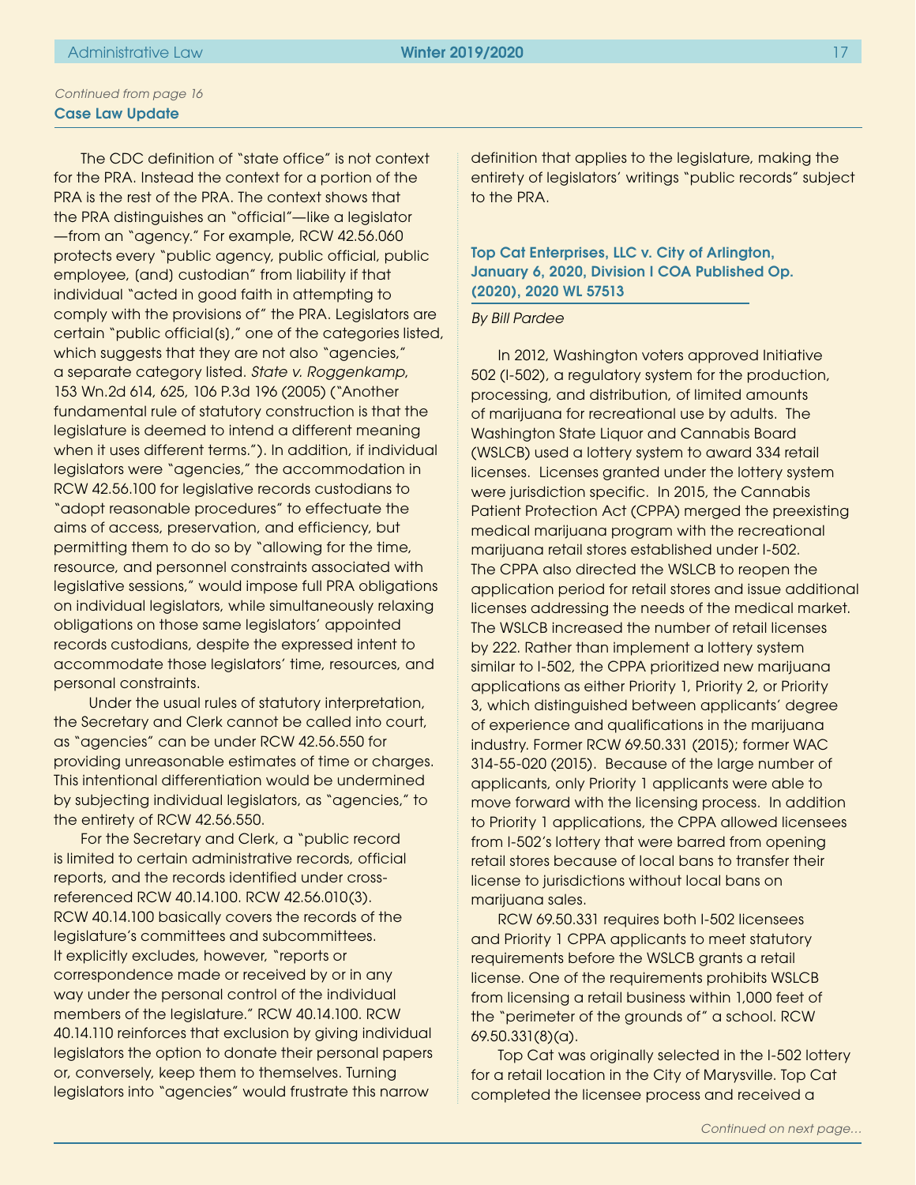*Continued from page 16*

**Case Law Update**

The CDC definition of "state office" is not context for the PRA. Instead the context for a portion of the PRA is the rest of the PRA. The context shows that the PRA distinguishes an "official"—like a legislator —from an "agency." For example, RCW 42.56.060 protects every "public agency, public official, public employee, (and) custodian" from liability if that individual "acted in good faith in attempting to comply with the provisions of" the PRA. Legislators are certain "public official(s)," one of the categories listed, which suggests that they are not also "agencies," a separate category listed. *State v. Roggenkamp*, 153 Wn.2d 614, 625, 106 P.3d 196 (2005) ("Another fundamental rule of statutory construction is that the legislature is deemed to intend a different meaning when it uses different terms."). In addition, if individual legislators were "agencies," the accommodation in RCW 42.56.100 for legislative records custodians to "adopt reasonable procedures" to effectuate the aims of access, preservation, and efficiency, but permitting them to do so by "allowing for the time, resource, and personnel constraints associated with legislative sessions," would impose full PRA obligations on individual legislators, while simultaneously relaxing obligations on those same legislators' appointed records custodians, despite the expressed intent to accommodate those legislators' time, resources, and personal constraints.

Under the usual rules of statutory interpretation, the Secretary and Clerk cannot be called into court, as "agencies" can be under RCW 42.56.550 for providing unreasonable estimates of time or charges. This intentional differentiation would be undermined by subjecting individual legislators, as "agencies," to the entirety of RCW 42.56.550.

For the Secretary and Clerk, a "public record is limited to certain administrative records, official reports, and the records identified under cross-referenced RCW 40.14.100. RCW 42.56.010(3). RCW 40.14.100 basically covers the records of the legislature's committees and subcommittees. It explicitly excludes, however, "reports or correspondence made or received by or in any way under the personal control of the individual members of the legislature." RCW 40.14.100. RCW 40.14.110 reinforces that exclusion by giving individual legislators the option to donate their personal papers or, conversely, keep them to themselves. Turning legislators into "agencies" would frustrate this narrow definition that applies to the legislature, making the entirety of legislators' writings "public records" subject to the PRA.

### Top Cat Enterprises, LLC v. City of Arlington, January 6, 2020, Division I COA Published Op. (2020), 2020 WL 57513

*By Bill Pardee*

In 2012, Washington voters approved Initiative 502 (I-502), a regulatory system for the production, processing, and distribution, of limited amounts of marijuana for recreational use by adults. The Washington State Liquor and Cannabis Board (WSLCB) used a lottery system to award 334 retail licenses. Licenses granted under the lottery system were jurisdiction specific. In 2015, the Cannabis Patient Protection Act (CPPA) merged the preexisting medical marijuana program with the recreational marijuana retail stores established under I-502. The CPPA also directed the WSLCB to reopen the application period for retail stores and issue additional licenses addressing the needs of the medical market. The WSLCB increased the number of retail licenses by 222. Rather than implement a lottery system similar to I-502, the CPPA prioritized new marijuana applications as either Priority 1, Priority 2, or Priority 3, which distinguished between applicants' degree of experience and qualifications in the marijuana industry. Former RCW 69.50.331 (2015); former WAC 314-55-020 (2015). Because of the large number of applicants, only Priority 1 applicants were able to move forward with the licensing process. In addition to Priority 1 applications, the CPPA allowed licensees from I-502's lottery that were barred from opening retail stores because of local bans to transfer their license to jurisdictions without local bans on marijuana sales.

RCW 69.50.331 requires both I-502 licensees and Priority 1 CPPA applicants to meet statutory requirements before the WSLCB grants a retail license. One of the requirements prohibits WSLCB from licensing a retail business within 1,000 feet of the "perimeter of the grounds of" a school. RCW 69.50.331(8)(a).

Top Cat was originally selected in the I-502 lottery for a retail location in the City of Marysville. Top Cat completed the licensee process and received a

*Continued on next page...*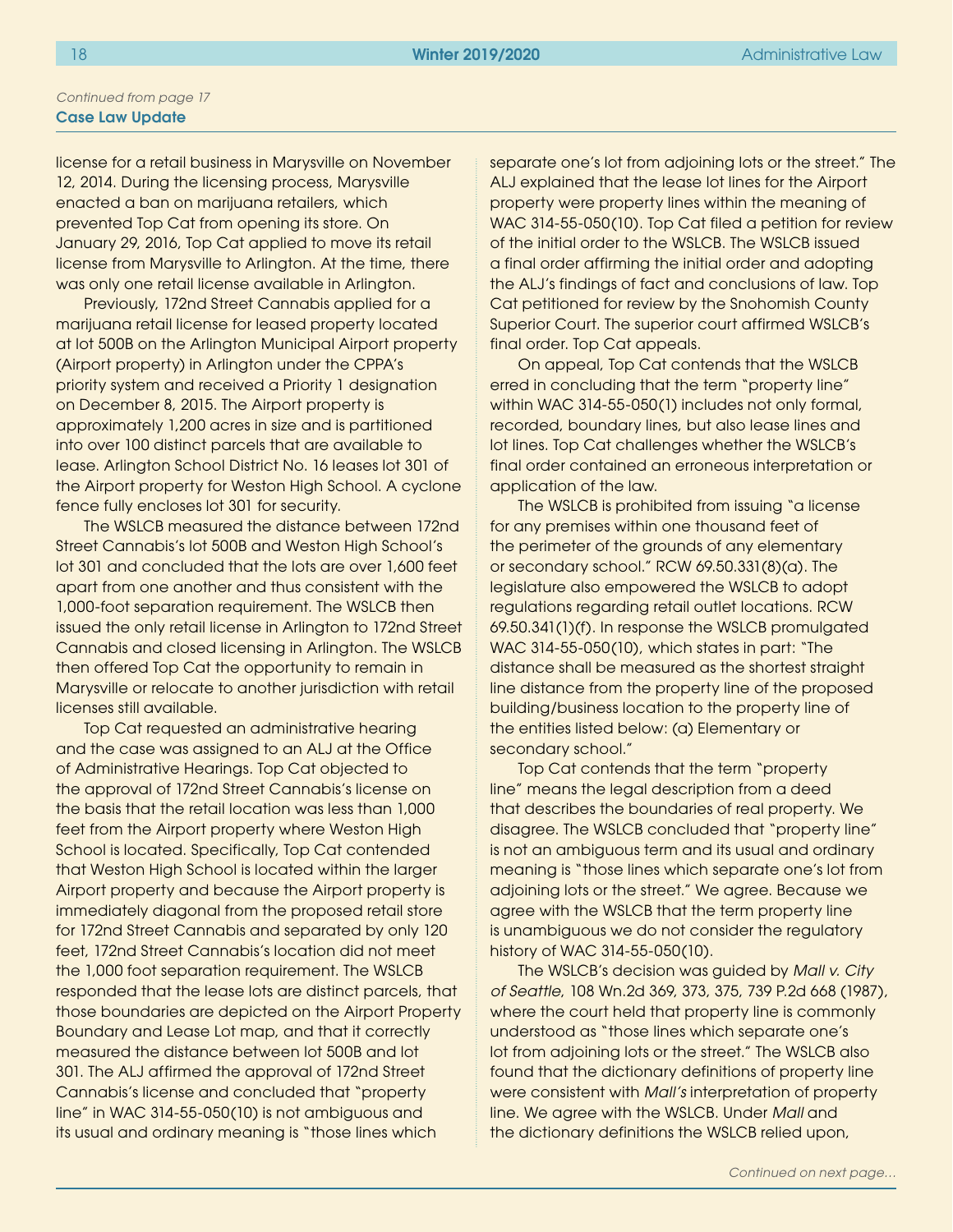*Continued from page 17*

**Case Law Update**

license for a retail business in Marysville on November 12, 2014. During the licensing process, Marysville enacted a ban on marijuana retailers, which prevented Top Cat from opening its store. On January 29, 2016, Top Cat applied to move its retail license from Marysville to Arlington. At the time, there was only one retail license available in Arlington.

Previously, 172nd Street Cannabis applied for a marijuana retail license for leased property located at lot 500B on the Arlington Municipal Airport property (Airport property) in Arlington under the CPPA's priority system and received a Priority 1 designation on December 8, 2015. The Airport property is approximately 1,200 acres in size and is partitioned into over 100 distinct parcels that are available to lease. Arlington School District No. 16 leases lot 301 of the Airport property for Weston High School. A cyclone fence fully encloses lot 301 for security.

The WSLCB measured the distance between 172nd Street Cannabis's lot 500B and Weston High School's lot 301 and concluded that the lots are over 1,600 feet apart from one another and thus consistent with the 1,000-foot separation requirement. The WSLCB then issued the only retail license in Arlington to 172nd Street Cannabis and closed licensing in Arlington. The WSLCB then offered Top Cat the opportunity to remain in Marysville or relocate to another jurisdiction with retail licenses still available.

Top Cat requested an administrative hearing and the case was assigned to an ALJ at the Office of Administrative Hearings. Top Cat objected to the approval of 172nd Street Cannabis's license on the basis that the retail location was less than 1,000 feet from the Airport property where Weston High School is located. Specifically, Top Cat contended that Weston High School is located within the larger Airport property and because the Airport property is immediately diagonal from the proposed retail store for 172nd Street Cannabis and separated by only 120 feet, 172nd Street Cannabis's location did not meet the 1,000 foot separation requirement. The WSLCB responded that the lease lots are distinct parcels, that those boundaries are depicted on the Airport Property Boundary and Lease Lot map, and that it correctly measured the distance between lot 500B and lot 301. The ALJ affirmed the approval of 172nd Street Cannabis's license and concluded that "property line" in WAC 314-55-050(10) is not ambiguous and its usual and ordinary meaning is "those lines which separate one's lot from adjoining lots or the street." The ALJ explained that the lease lot lines for the Airport property were property lines within the meaning of WAC 314-55-050(10). Top Cat filed a petition for review of the initial order to the WSLCB. The WSLCB issued a final order affirming the initial order and adopting the ALJ's findings of fact and conclusions of law. Top Cat petitioned for review by the Snohomish County Superior Court. The superior court affirmed WSLCB's final order. Top Cat appeals.

On appeal, Top Cat contends that the WSLCB erred in concluding that the term "property line" within WAC 314-55-050(1) includes not only formal, recorded, boundary lines, but also lease lines and lot lines. Top Cat challenges whether the WSLCB's final order contained an erroneous interpretation or application of the law.

The WSLCB is prohibited from issuing "a license for any premises within one thousand feet of the perimeter of the grounds of any elementary or secondary school." RCW 69.50.331(8)(a). The legislature also empowered the WSLCB to adopt regulations regarding retail outlet locations. RCW 69.50.341(1)(f). In response the WSLCB promulgated WAC 314-55-050(10), which states in part: "The distance shall be measured as the shortest straight line distance from the property line of the proposed building/business location to the property line of the entities listed below: (a) Elementary or secondary school."

Top Cat contends that the term "property line" means the legal description from a deed that describes the boundaries of real property. We disagree. The WSLCB concluded that "property line" is not an ambiguous term and its usual and ordinary meaning is "those lines which separate one's lot from adjoining lots or the street." We agree. Because we agree with the WSLCB that the term property line is unambiguous we do not consider the regulatory history of WAC 314-55-050(10).

The WSLCB's decision was guided by *Mall v. City of Seattle*, 108 Wn.2d 369, 373, 375, 739 P.2d 668 (1987), where the court held that property line is commonly understood as "those lines which separate one's lot from adjoining lots or the street." The WSLCB also found that the dictionary definitions of property line were consistent with *Mall's* interpretation of property line. We agree with the WSLCB. Under *Mall* and the dictionary definitions the WSLCB relied upon,

*Continued on next page...*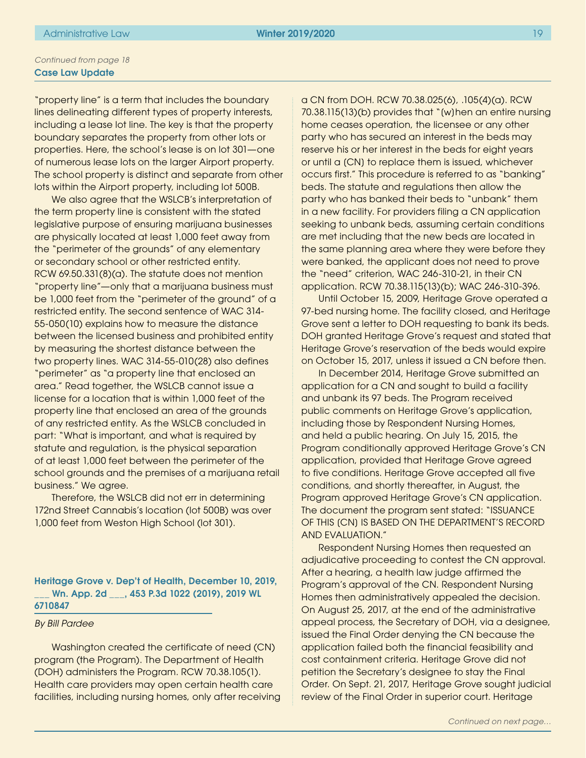*Continued from page 18*

**Case Law Update**

"property line" is a term that includes the boundary lines delineating different types of property interests, including a lease lot line. The key is that the property boundary separates the property from other lots or properties. Here, the school's lease is on lot 301—one of numerous lease lots on the larger Airport property. The school property is distinct and separate from other lots within the Airport property, including lot 500B.

We also agree that the WSLCB's interpretation of the term property line is consistent with the stated legislative purpose of ensuring marijuana businesses are physically located at least 1,000 feet away from the "perimeter of the grounds" of any elementary or secondary school or other restricted entity. RCW 69.50.331(8)(a). The statute does not mention "property line"—only that a marijuana business must be 1,000 feet from the "perimeter of the ground" of a restricted entity. The second sentence of WAC 314-55-050(10) explains how to measure the distance between the licensed business and prohibited entity by measuring the shortest distance between the two property lines. WAC 314-55-010(28) also defines "perimeter" as "a property line that enclosed an area." Read together, the WSLCB cannot issue a license for a location that is within 1,000 feet of the property line that enclosed an area of the grounds of any restricted entity. As the WSLCB concluded in part: "What is important, and what is required by statute and regulation, is the physical separation of at least 1,000 feet between the perimeter of the school grounds and the premises of a marijuana retail business." We agree.

Therefore, the WSLCB did not err in determining 172nd Street Cannabis's location (lot 500B) was over 1,000 feet from Weston High School (lot 301).

### Heritage Grove v. Dep't of Health, December 10, 2019, ___ Wn. App. 2d ___, 453 P.3d 1022 (2019), 2019 WL 6710847

*By Bill Pardee*

Washington created the certificate of need (CN) program (the Program). The Department of Health (DOH) administers the Program. RCW 70.38.105(1). Health care providers may open certain health care facilities, including nursing homes, only after receiving a CN from DOH. RCW 70.38.025(6), .105(4)(a). RCW 70.38.115(13)(b) provides that "(w)hen an entire nursing home ceases operation, the licensee or any other party who has secured an interest in the beds may reserve his or her interest in the beds for eight years or until a (CN) to replace them is issued, whichever occurs first." This procedure is referred to as "banking" beds. The statute and regulations then allow the party who has banked their beds to "unbank" them in a new facility. For providers filing a CN application seeking to unbank beds, assuming certain conditions are met including that the new beds are located in the same planning area where they were before they were banked, the applicant does not need to prove the "need" criterion, WAC 246-310-21, in their CN application. RCW 70.38.115(13)(b); WAC 246-310-396.

Until October 15, 2009, Heritage Grove operated a 97-bed nursing home. The facility closed, and Heritage Grove sent a letter to DOH requesting to bank its beds. DOH granted Heritage Grove's request and stated that Heritage Grove's reservation of the beds would expire on October 15, 2017, unless it issued a CN before then.

In December 2014, Heritage Grove submitted an application for a CN and sought to build a facility and unbank its 97 beds. The Program received public comments on Heritage Grove's application, including those by Respondent Nursing Homes, and held a public hearing. On July 15, 2015, the Program conditionally approved Heritage Grove's CN application, provided that Heritage Grove agreed to five conditions. Heritage Grove accepted all five conditions, and shortly thereafter, in August, the Program approved Heritage Grove's CN application. The document the program sent stated: "ISSUANCE OF THIS (CN) IS BASED ON THE DEPARTMENT'S RECORD AND EVALUATION."

Respondent Nursing Homes then requested an adjudicative proceeding to contest the CN approval. After a hearing, a health law judge affirmed the Program's approval of the CN. Respondent Nursing Homes then administratively appealed the decision. On August 25, 2017, at the end of the administrative appeal process, the Secretary of DOH, via a designee, issued the Final Order denying the CN because the application failed both the financial feasibility and cost containment criteria. Heritage Grove did not petition the Secretary's designee to stay the Final Order. On Sept. 21, 2017, Heritage Grove sought judicial review of the Final Order in superior court. Heritage

*Continued on next page...*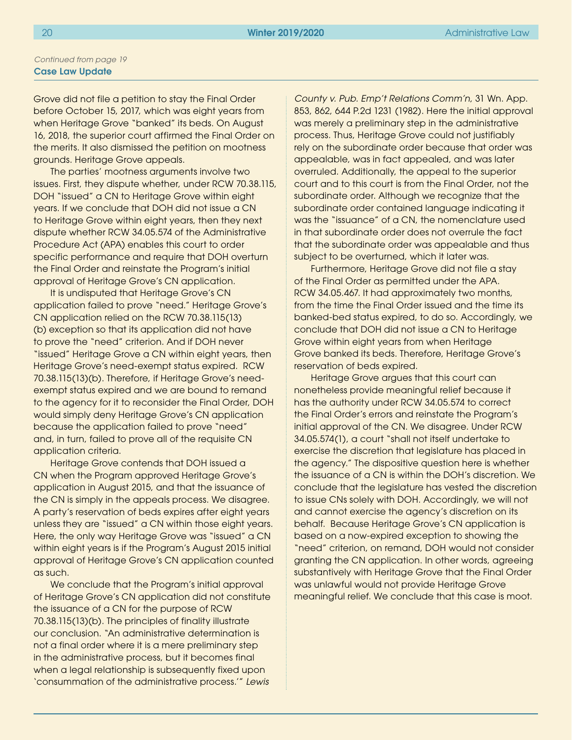*Continued from page 19*

**Case Law Update**

Grove did not file a petition to stay the Final Order before October 15, 2017, which was eight years from when Heritage Grove "banked" its beds. On August 16, 2018, the superior court affirmed the Final Order on the merits. It also dismissed the petition on mootness grounds. Heritage Grove appeals.

The parties' mootness arguments involve two issues. First, they dispute whether, under RCW 70.38.115, DOH "issued" a CN to Heritage Grove within eight years. If we conclude that DOH did not issue a CN to Heritage Grove within eight years, then they next dispute whether RCW 34.05.574 of the Administrative Procedure Act (APA) enables this court to order specific performance and require that DOH overturn the Final Order and reinstate the Program's initial approval of Heritage Grove's CN application.

It is undisputed that Heritage Grove's CN application failed to prove "need." Heritage Grove's CN application relied on the RCW 70.38.115(13)(b) exception so that its application did not have to prove the "need" criterion. And if DOH never "issued" Heritage Grove a CN within eight years, then Heritage Grove's need-exempt status expired. RCW 70.38.115(13)(b). Therefore, if Heritage Grove's need-exempt status expired and we are bound to remand to the agency for it to reconsider the Final Order, DOH would simply deny Heritage Grove's CN application because the application failed to prove "need" and, in turn, failed to prove all of the requisite CN application criteria.

Heritage Grove contends that DOH issued a CN when the Program approved Heritage Grove's application in August 2015, and that the issuance of the CN is simply in the appeals process. We disagree. A party's reservation of beds expires after eight years unless they are "issued" a CN within those eight years. Here, the only way Heritage Grove was "issued" a CN within eight years is if the Program's August 2015 initial approval of Heritage Grove's CN application counted as such.

We conclude that the Program's initial approval of Heritage Grove's CN application did not constitute the issuance of a CN for the purpose of RCW 70.38.115(13)(b). The principles of finality illustrate our conclusion. "An administrative determination is not a final order where it is a mere preliminary step in the administrative process, but it becomes final when a legal relationship is subsequently fixed upon 'consummation of the administrative process.'" *Lewis County v. Pub. Emp't Relations Comm'n*, 31 Wn. App. 853, 862, 644 P.2d 1231 (1982). Here the initial approval was merely a preliminary step in the administrative process. Thus, Heritage Grove could not justifiably rely on the subordinate order because that order was appealable, was in fact appealed, and was later overruled. Additionally, the appeal to the superior court and to this court is from the Final Order, not the subordinate order. Although we recognize that the subordinate order contained language indicating it was the "issuance" of a CN, the nomenclature used in that subordinate order does not overrule the fact that the subordinate order was appealable and thus subject to be overturned, which it later was.

Furthermore, Heritage Grove did not file a stay of the Final Order as permitted under the APA. RCW 34.05.467. It had approximately two months, from the time the Final Order issued and the time its banked-bed status expired, to do so. Accordingly, we conclude that DOH did not issue a CN to Heritage Grove within eight years from when Heritage Grove banked its beds. Therefore, Heritage Grove's reservation of beds expired.

Heritage Grove argues that this court can nonetheless provide meaningful relief because it has the authority under RCW 34.05.574 to correct the Final Order's errors and reinstate the Program's initial approval of the CN. We disagree. Under RCW 34.05.574(1), a court "shall not itself undertake to exercise the discretion that legislature has placed in the agency." The dispositive question here is whether the issuance of a CN is within the DOH's discretion. We conclude that the legislature has vested the discretion to issue CNs solely with DOH. Accordingly, we will not and cannot exercise the agency's discretion on its behalf. Because Heritage Grove's CN application is based on a now-expired exception to showing the "need" criterion, on remand, DOH would not consider granting the CN application. In other words, agreeing substantively with Heritage Grove that the Final Order was unlawful would not provide Heritage Grove meaningful relief. We conclude that this case is moot.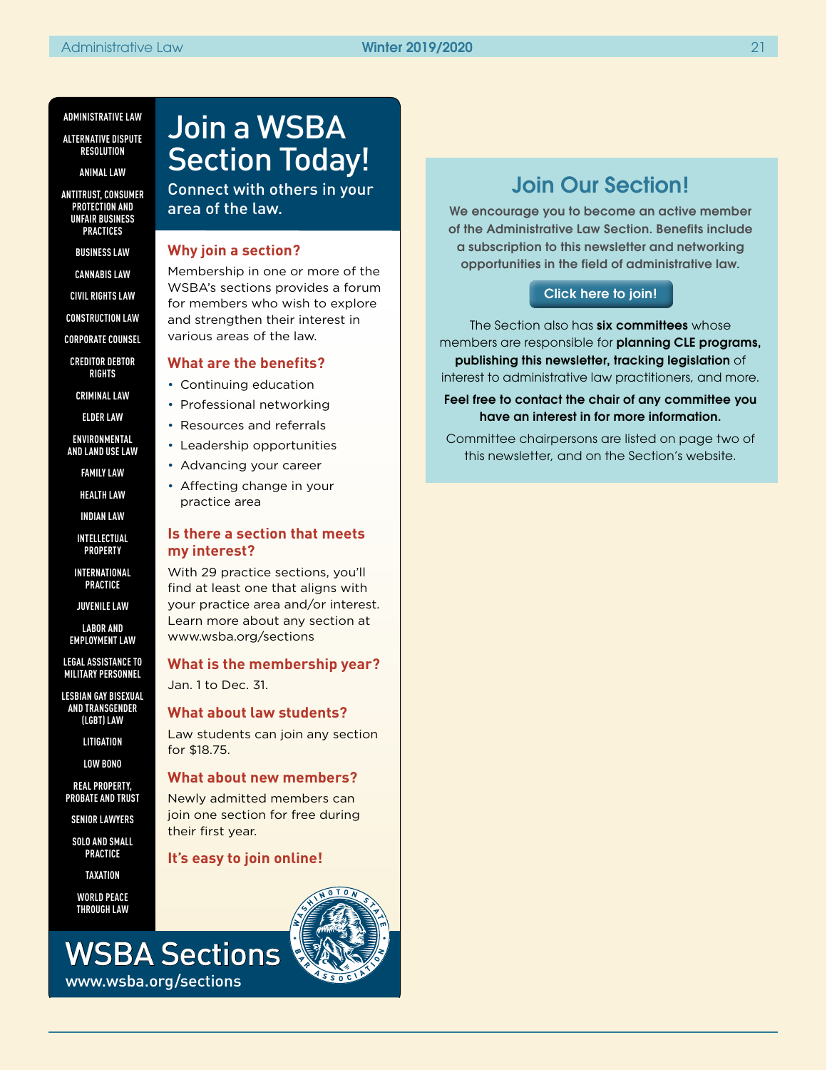# Join a WSBA Section Today!

Connect with others in your area of the law.

ADMINISTRATIVE LAW
ALTERNATIVE DISPUTE RESOLUTION
ANIMAL LAW
ANTITRUST, CONSUMER PROTECTION AND UNFAIR BUSINESS PRACTICES
BUSINESS LAW
CANNABIS LAW
CIVIL RIGHTS LAW
CONSTRUCTION LAW
CORPORATE COUNSEL
CREDITOR DEBTOR RIGHTS
CRIMINAL LAW
ELDER LAW
ENVIRONMENTAL AND LAND USE LAW
FAMILY LAW
HEALTH LAW
INDIAN LAW
INTELLECTUAL PROPERTY
INTERNATIONAL PRACTICE
JUVENILE LAW
LABOR AND EMPLOYMENT LAW
LEGAL ASSISTANCE TO MILITARY PERSONNEL
LESBIAN GAY BISEXUAL AND TRANSGENDER (LGBT) LAW
LITIGATION
LOW BONO
REAL PROPERTY, PROBATE AND TRUST
SENIOR LAWYERS
SOLO AND SMALL PRACTICE
TAXATION
WORLD PEACE THROUGH LAW

### Why join a section?

Membership in one or more of the WSBA's sections provides a forum for members who wish to explore and strengthen their interest in various areas of the law.

### What are the benefits?

- Continuing education
- Professional networking
- Resources and referrals
- Leadership opportunities
- Advancing your career
- Affecting change in your practice area

### Is there a section that meets my interest?

With 29 practice sections, you'll find at least one that aligns with your practice area and/or interest. Learn more about any section at www.wsba.org/sections

### What is the membership year?

Jan. 1 to Dec. 31.

### What about law students?

Law students can join any section for $18.75.

### What about new members?

Newly admitted members can join one section for free during their first year.

### It's easy to join online!

**WSBA Sections**
www.wsba.org/sections

## Join Our Section!

**We encourage you to become an active member of the Administrative Law Section. Benefits include a subscription to this newsletter and networking opportunities in the field of administrative law.**

Click here to join!

The Section also has **six committees** whose members are responsible for **planning CLE programs, publishing this newsletter, tracking legislation** of interest to administrative law practitioners, and more.

**Feel free to contact the chair of any committee you have an interest in for more information.**

Committee chairpersons are listed on page two of this newsletter, and on the Section's website.